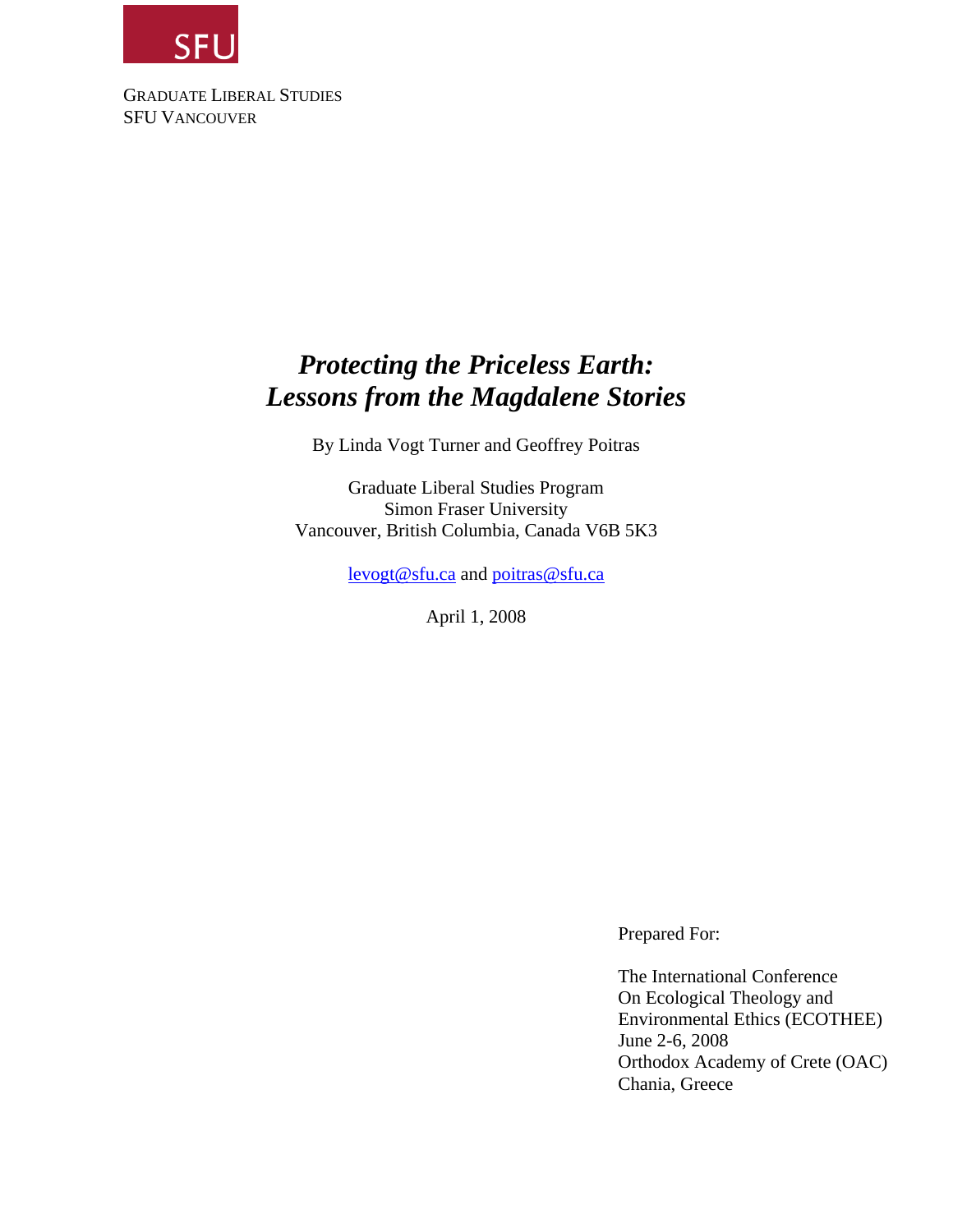SFU

GRADUATE LIBERAL STUDIES
SFU VANCOUVER

# *Protecting the Priceless Earth: Lessons from the Magdalene Stories*

By Linda Vogt Turner and Geoffrey Poitras

Graduate Liberal Studies Program
Simon Fraser University
Vancouver, British Columbia, Canada V6B 5K3

levogt@sfu.ca and poitras@sfu.ca

April 1, 2008

Prepared For:

The International Conference
On Ecological Theology and
Environmental Ethics (ECOTHEE)
June 2-6, 2008
Orthodox Academy of Crete (OAC)
Chania, Greece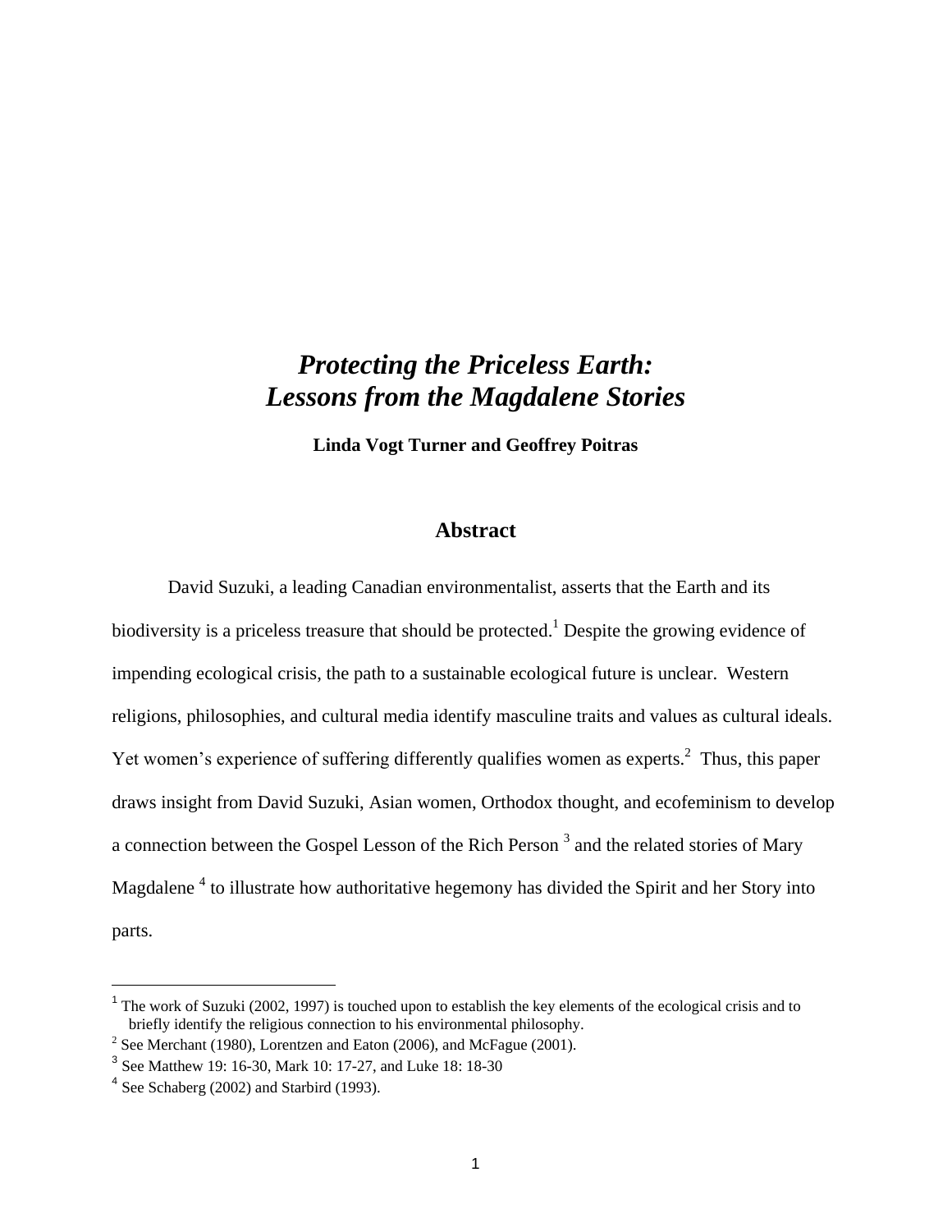# *Protecting the Priceless Earth: Lessons from the Magdalene Stories*

**Linda Vogt Turner and Geoffrey Poitras**

## Abstract

David Suzuki, a leading Canadian environmentalist, asserts that the Earth and its biodiversity is a priceless treasure that should be protected.[1] Despite the growing evidence of impending ecological crisis, the path to a sustainable ecological future is unclear. Western religions, philosophies, and cultural media identify masculine traits and values as cultural ideals. Yet women's experience of suffering differently qualifies women as experts.[2] Thus, this paper draws insight from David Suzuki, Asian women, Orthodox thought, and ecofeminism to develop a connection between the Gospel Lesson of the Rich Person [3] and the related stories of Mary Magdalene [4] to illustrate how authoritative hegemony has divided the Spirit and her Story into parts.

---

[1] The work of Suzuki (2002, 1997) is touched upon to establish the key elements of the ecological crisis and to briefly identify the religious connection to his environmental philosophy.

[2] See Merchant (1980), Lorentzen and Eaton (2006), and McFague (2001).

[3] See Matthew 19: 16-30, Mark 10: 17-27, and Luke 18: 18-30

[4] See Schaberg (2002) and Starbird (1993).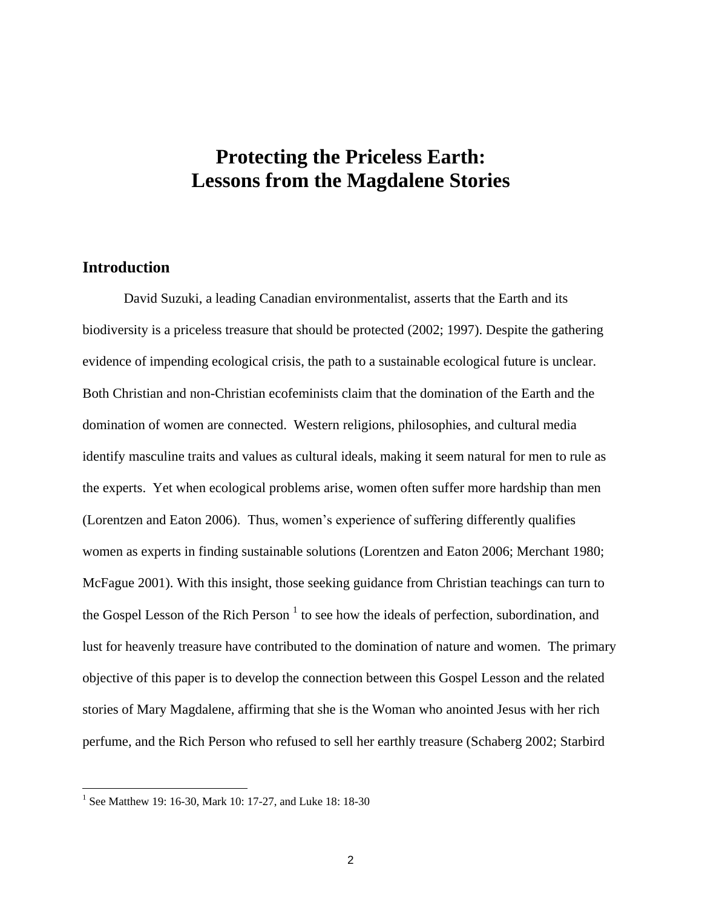# Protecting the Priceless Earth: Lessons from the Magdalene Stories

## Introduction

David Suzuki, a leading Canadian environmentalist, asserts that the Earth and its biodiversity is a priceless treasure that should be protected (2002; 1997). Despite the gathering evidence of impending ecological crisis, the path to a sustainable ecological future is unclear. Both Christian and non-Christian ecofeminists claim that the domination of the Earth and the domination of women are connected. Western religions, philosophies, and cultural media identify masculine traits and values as cultural ideals, making it seem natural for men to rule as the experts. Yet when ecological problems arise, women often suffer more hardship than men (Lorentzen and Eaton 2006). Thus, women's experience of suffering differently qualifies women as experts in finding sustainable solutions (Lorentzen and Eaton 2006; Merchant 1980; McFague 2001). With this insight, those seeking guidance from Christian teachings can turn to the Gospel Lesson of the Rich Person [1] to see how the ideals of perfection, subordination, and lust for heavenly treasure have contributed to the domination of nature and women. The primary objective of this paper is to develop the connection between this Gospel Lesson and the related stories of Mary Magdalene, affirming that she is the Woman who anointed Jesus with her rich perfume, and the Rich Person who refused to sell her earthly treasure (Schaberg 2002; Starbird

[1] See Matthew 19: 16-30, Mark 10: 17-27, and Luke 18: 18-30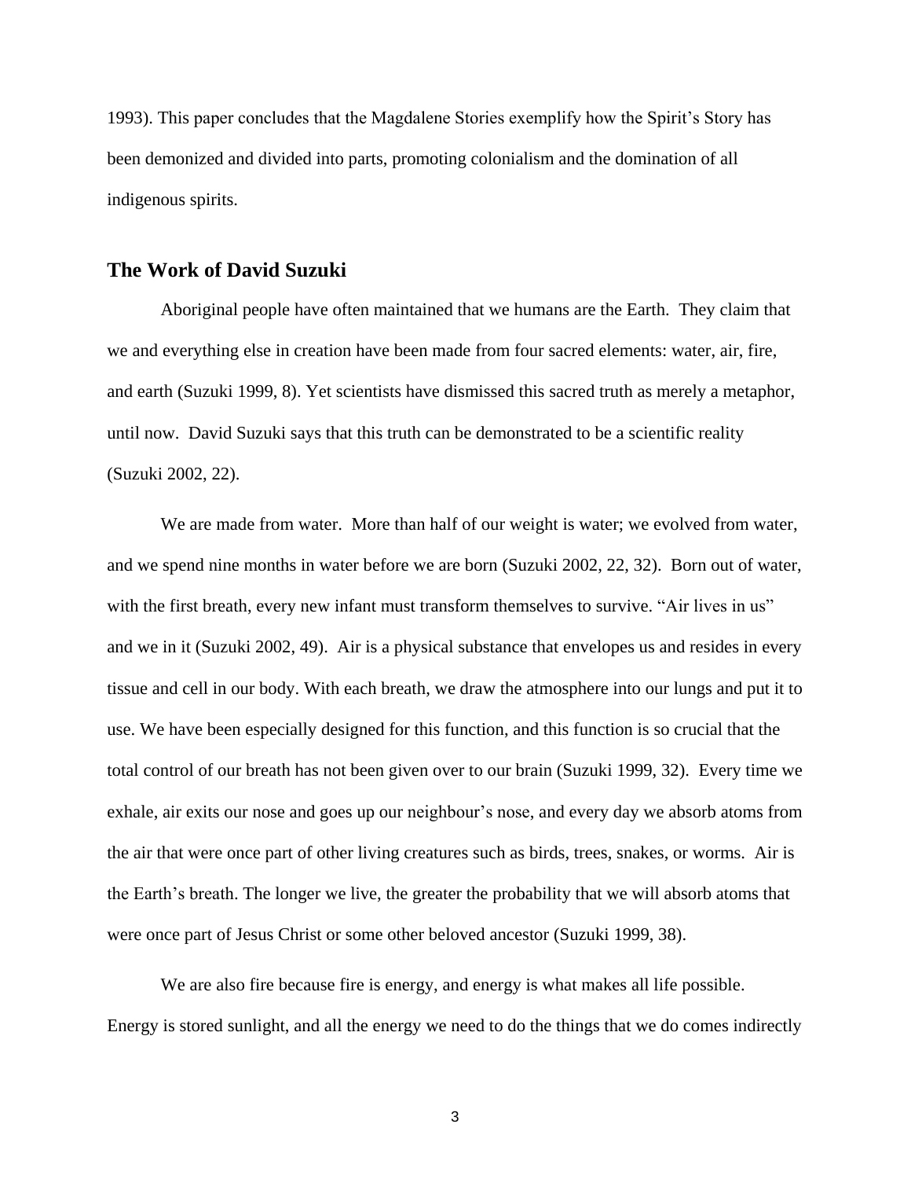1993). This paper concludes that the Magdalene Stories exemplify how the Spirit's Story has been demonized and divided into parts, promoting colonialism and the domination of all indigenous spirits.

## The Work of David Suzuki

Aboriginal people have often maintained that we humans are the Earth. They claim that we and everything else in creation have been made from four sacred elements: water, air, fire, and earth (Suzuki 1999, 8). Yet scientists have dismissed this sacred truth as merely a metaphor, until now. David Suzuki says that this truth can be demonstrated to be a scientific reality (Suzuki 2002, 22).

We are made from water. More than half of our weight is water; we evolved from water, and we spend nine months in water before we are born (Suzuki 2002, 22, 32). Born out of water, with the first breath, every new infant must transform themselves to survive. "Air lives in us" and we in it (Suzuki 2002, 49). Air is a physical substance that envelopes us and resides in every tissue and cell in our body. With each breath, we draw the atmosphere into our lungs and put it to use. We have been especially designed for this function, and this function is so crucial that the total control of our breath has not been given over to our brain (Suzuki 1999, 32). Every time we exhale, air exits our nose and goes up our neighbour's nose, and every day we absorb atoms from the air that were once part of other living creatures such as birds, trees, snakes, or worms. Air is the Earth's breath. The longer we live, the greater the probability that we will absorb atoms that were once part of Jesus Christ or some other beloved ancestor (Suzuki 1999, 38).

We are also fire because fire is energy, and energy is what makes all life possible. Energy is stored sunlight, and all the energy we need to do the things that we do comes indirectly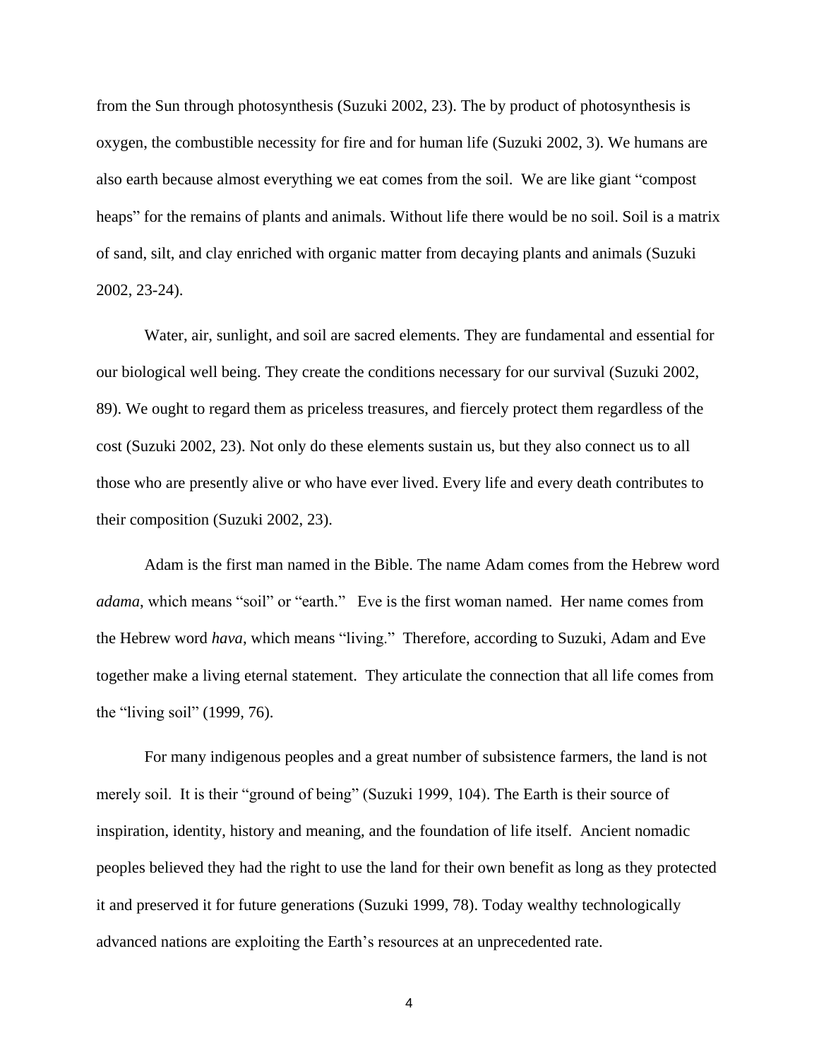from the Sun through photosynthesis (Suzuki 2002, 23). The by product of photosynthesis is oxygen, the combustible necessity for fire and for human life (Suzuki 2002, 3). We humans are also earth because almost everything we eat comes from the soil. We are like giant "compost heaps" for the remains of plants and animals. Without life there would be no soil. Soil is a matrix of sand, silt, and clay enriched with organic matter from decaying plants and animals (Suzuki 2002, 23-24).

Water, air, sunlight, and soil are sacred elements. They are fundamental and essential for our biological well being. They create the conditions necessary for our survival (Suzuki 2002, 89). We ought to regard them as priceless treasures, and fiercely protect them regardless of the cost (Suzuki 2002, 23). Not only do these elements sustain us, but they also connect us to all those who are presently alive or who have ever lived. Every life and every death contributes to their composition (Suzuki 2002, 23).

Adam is the first man named in the Bible. The name Adam comes from the Hebrew word *adama*, which means "soil" or "earth." Eve is the first woman named. Her name comes from the Hebrew word *hava*, which means "living." Therefore, according to Suzuki, Adam and Eve together make a living eternal statement. They articulate the connection that all life comes from the "living soil" (1999, 76).

For many indigenous peoples and a great number of subsistence farmers, the land is not merely soil. It is their "ground of being" (Suzuki 1999, 104). The Earth is their source of inspiration, identity, history and meaning, and the foundation of life itself. Ancient nomadic peoples believed they had the right to use the land for their own benefit as long as they protected it and preserved it for future generations (Suzuki 1999, 78). Today wealthy technologically advanced nations are exploiting the Earth's resources at an unprecedented rate.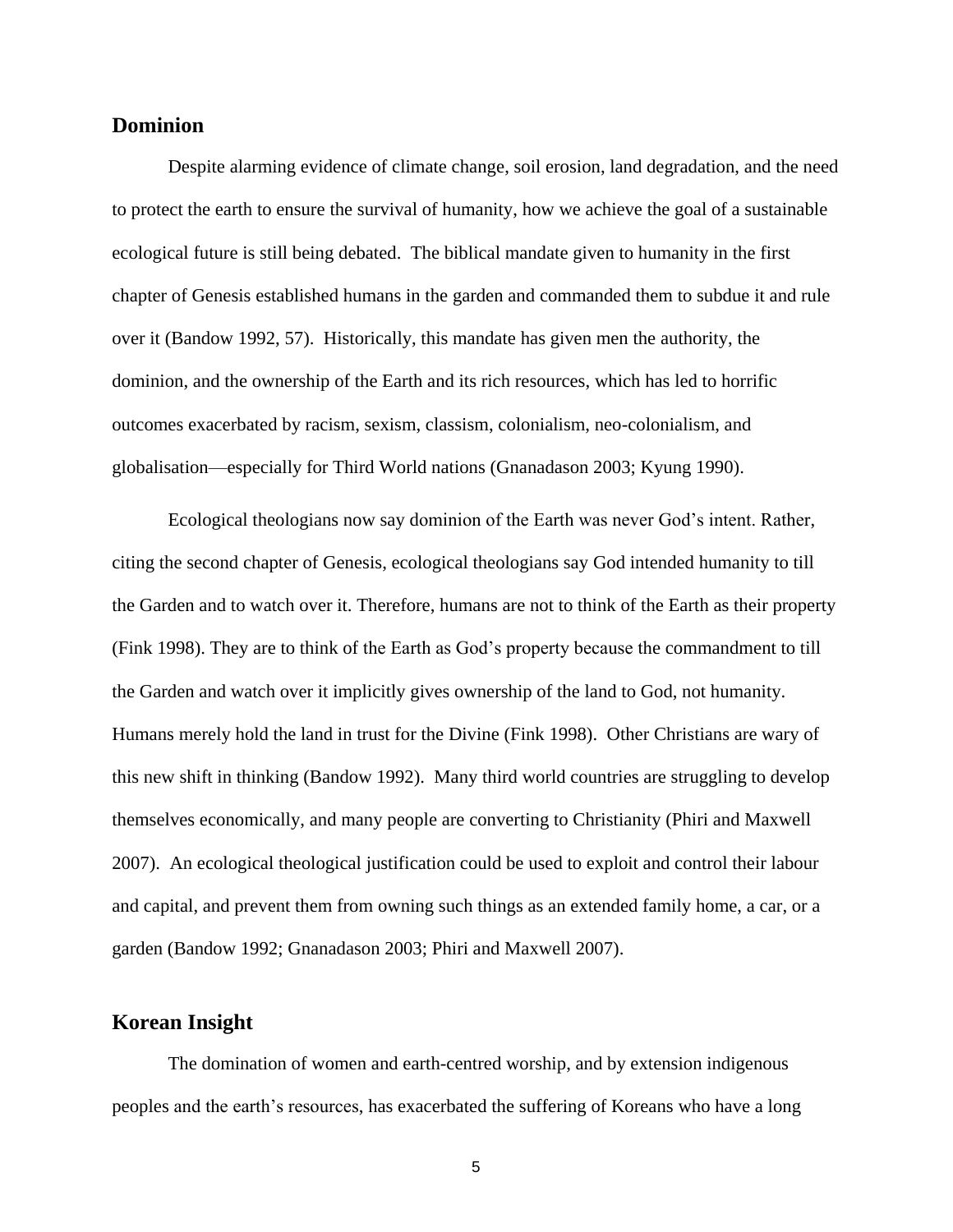## Dominion

Despite alarming evidence of climate change, soil erosion, land degradation, and the need to protect the earth to ensure the survival of humanity, how we achieve the goal of a sustainable ecological future is still being debated. The biblical mandate given to humanity in the first chapter of Genesis established humans in the garden and commanded them to subdue it and rule over it (Bandow 1992, 57). Historically, this mandate has given men the authority, the dominion, and the ownership of the Earth and its rich resources, which has led to horrific outcomes exacerbated by racism, sexism, classism, colonialism, neo-colonialism, and globalisation—especially for Third World nations (Gnanadason 2003; Kyung 1990).

Ecological theologians now say dominion of the Earth was never God's intent. Rather, citing the second chapter of Genesis, ecological theologians say God intended humanity to till the Garden and to watch over it. Therefore, humans are not to think of the Earth as their property (Fink 1998). They are to think of the Earth as God's property because the commandment to till the Garden and watch over it implicitly gives ownership of the land to God, not humanity. Humans merely hold the land in trust for the Divine (Fink 1998). Other Christians are wary of this new shift in thinking (Bandow 1992). Many third world countries are struggling to develop themselves economically, and many people are converting to Christianity (Phiri and Maxwell 2007). An ecological theological justification could be used to exploit and control their labour and capital, and prevent them from owning such things as an extended family home, a car, or a garden (Bandow 1992; Gnanadason 2003; Phiri and Maxwell 2007).

## Korean Insight

The domination of women and earth-centred worship, and by extension indigenous peoples and the earth's resources, has exacerbated the suffering of Koreans who have a long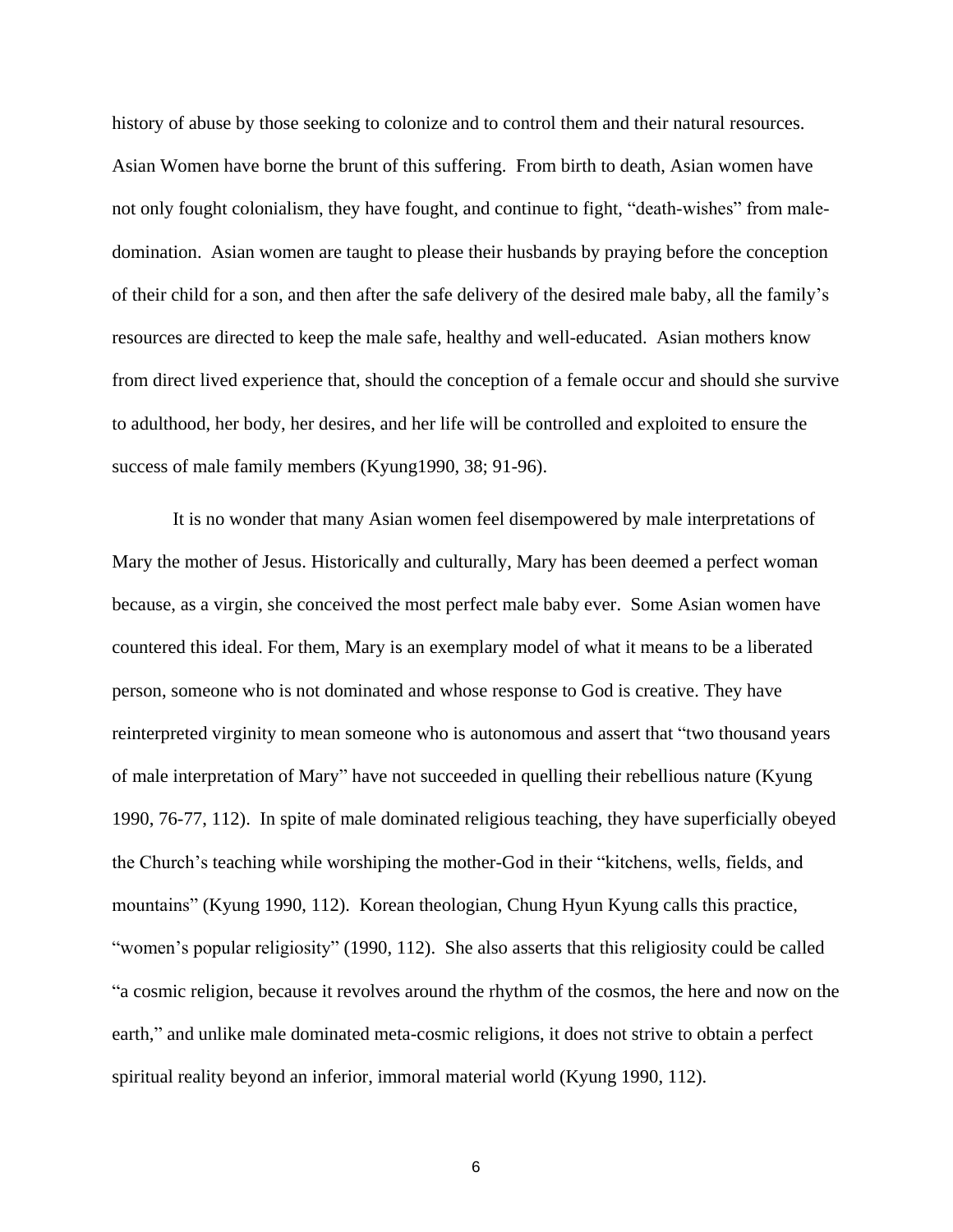history of abuse by those seeking to colonize and to control them and their natural resources. Asian Women have borne the brunt of this suffering. From birth to death, Asian women have not only fought colonialism, they have fought, and continue to fight, "death-wishes" from male-domination. Asian women are taught to please their husbands by praying before the conception of their child for a son, and then after the safe delivery of the desired male baby, all the family's resources are directed to keep the male safe, healthy and well-educated. Asian mothers know from direct lived experience that, should the conception of a female occur and should she survive to adulthood, her body, her desires, and her life will be controlled and exploited to ensure the success of male family members (Kyung1990, 38; 91-96).

It is no wonder that many Asian women feel disempowered by male interpretations of Mary the mother of Jesus. Historically and culturally, Mary has been deemed a perfect woman because, as a virgin, she conceived the most perfect male baby ever. Some Asian women have countered this ideal. For them, Mary is an exemplary model of what it means to be a liberated person, someone who is not dominated and whose response to God is creative. They have reinterpreted virginity to mean someone who is autonomous and assert that "two thousand years of male interpretation of Mary" have not succeeded in quelling their rebellious nature (Kyung 1990, 76-77, 112). In spite of male dominated religious teaching, they have superficially obeyed the Church's teaching while worshiping the mother-God in their "kitchens, wells, fields, and mountains" (Kyung 1990, 112). Korean theologian, Chung Hyun Kyung calls this practice, "women's popular religiosity" (1990, 112). She also asserts that this religiosity could be called "a cosmic religion, because it revolves around the rhythm of the cosmos, the here and now on the earth," and unlike male dominated meta-cosmic religions, it does not strive to obtain a perfect spiritual reality beyond an inferior, immoral material world (Kyung 1990, 112).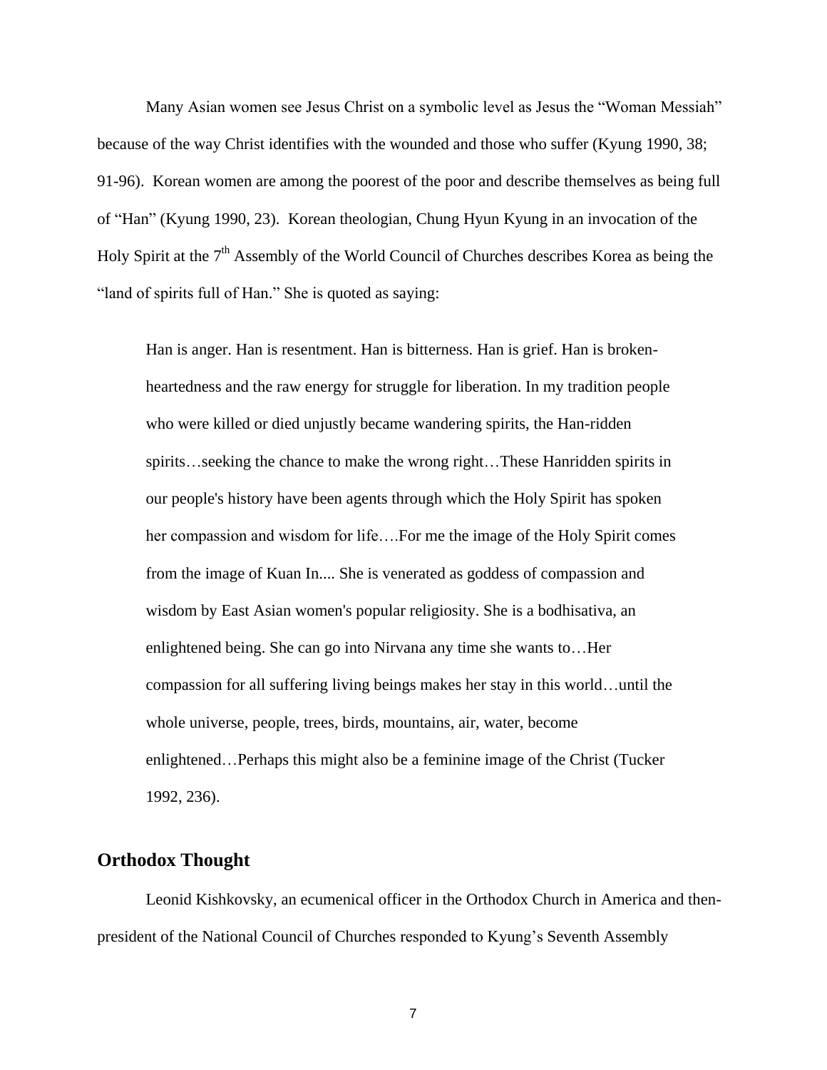Many Asian women see Jesus Christ on a symbolic level as Jesus the "Woman Messiah" because of the way Christ identifies with the wounded and those who suffer (Kyung 1990, 38; 91-96). Korean women are among the poorest of the poor and describe themselves as being full of "Han" (Kyung 1990, 23). Korean theologian, Chung Hyun Kyung in an invocation of the Holy Spirit at the 7th Assembly of the World Council of Churches describes Korea as being the "land of spirits full of Han." She is quoted as saying:

> Han is anger. Han is resentment. Han is bitterness. Han is grief. Han is broken-heartedness and the raw energy for struggle for liberation. In my tradition people who were killed or died unjustly became wandering spirits, the Han-ridden spirits…seeking the chance to make the wrong right…These Hanridden spirits in our people's history have been agents through which the Holy Spirit has spoken her compassion and wisdom for life….For me the image of the Holy Spirit comes from the image of Kuan In.... She is venerated as goddess of compassion and wisdom by East Asian women's popular religiosity. She is a bodhisativa, an enlightened being. She can go into Nirvana any time she wants to…Her compassion for all suffering living beings makes her stay in this world…until the whole universe, people, trees, birds, mountains, air, water, become enlightened…Perhaps this might also be a feminine image of the Christ (Tucker 1992, 236).

## Orthodox Thought

Leonid Kishkovsky, an ecumenical officer in the Orthodox Church in America and then-president of the National Council of Churches responded to Kyung's Seventh Assembly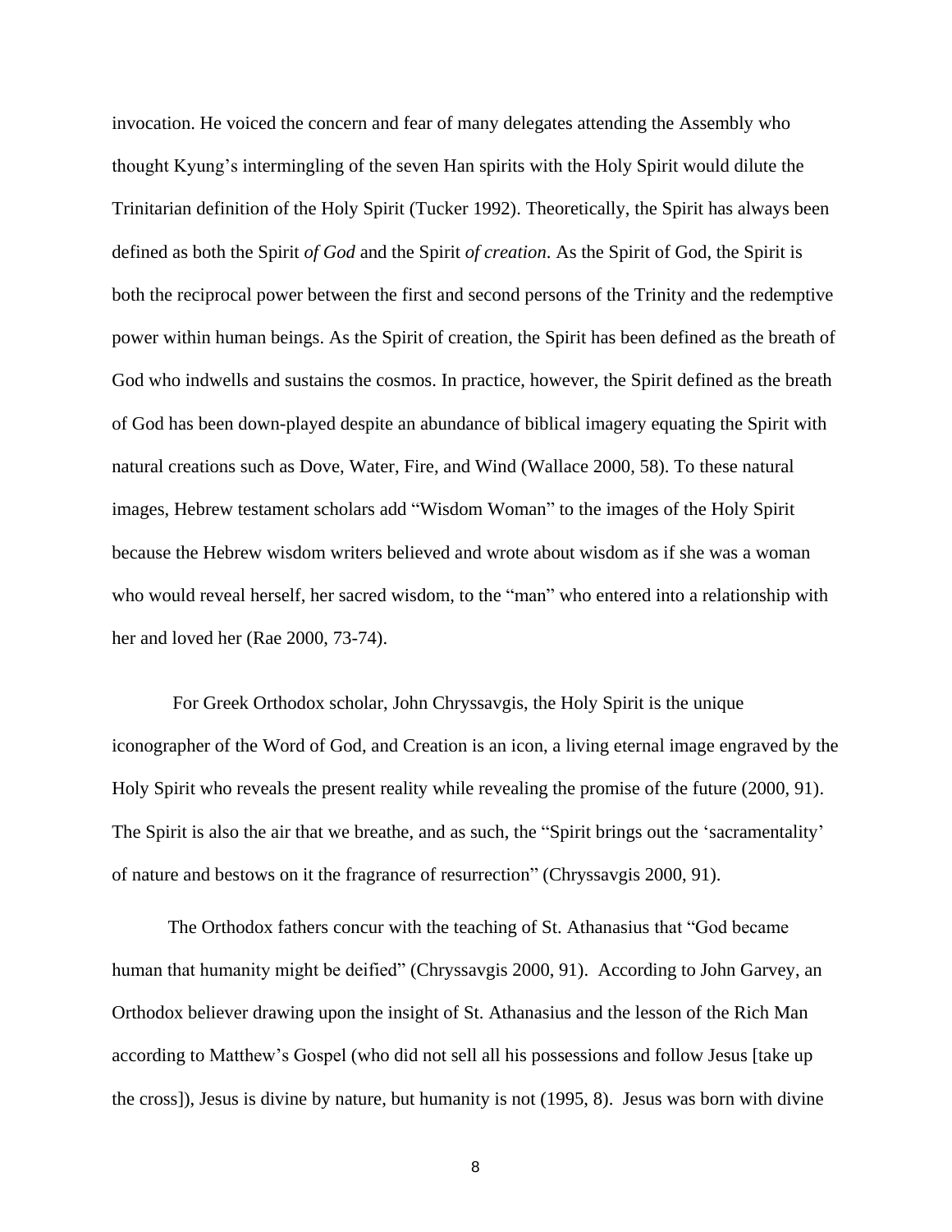invocation. He voiced the concern and fear of many delegates attending the Assembly who thought Kyung's intermingling of the seven Han spirits with the Holy Spirit would dilute the Trinitarian definition of the Holy Spirit (Tucker 1992). Theoretically, the Spirit has always been defined as both the Spirit *of God* and the Spirit *of creation*. As the Spirit of God, the Spirit is both the reciprocal power between the first and second persons of the Trinity and the redemptive power within human beings. As the Spirit of creation, the Spirit has been defined as the breath of God who indwells and sustains the cosmos. In practice, however, the Spirit defined as the breath of God has been down-played despite an abundance of biblical imagery equating the Spirit with natural creations such as Dove, Water, Fire, and Wind (Wallace 2000, 58). To these natural images, Hebrew testament scholars add "Wisdom Woman" to the images of the Holy Spirit because the Hebrew wisdom writers believed and wrote about wisdom as if she was a woman who would reveal herself, her sacred wisdom, to the "man" who entered into a relationship with her and loved her (Rae 2000, 73-74).

For Greek Orthodox scholar, John Chryssavgis, the Holy Spirit is the unique iconographer of the Word of God, and Creation is an icon, a living eternal image engraved by the Holy Spirit who reveals the present reality while revealing the promise of the future (2000, 91). The Spirit is also the air that we breathe, and as such, the "Spirit brings out the 'sacramentality' of nature and bestows on it the fragrance of resurrection" (Chryssavgis 2000, 91).

The Orthodox fathers concur with the teaching of St. Athanasius that "God became human that humanity might be deified" (Chryssavgis 2000, 91). According to John Garvey, an Orthodox believer drawing upon the insight of St. Athanasius and the lesson of the Rich Man according to Matthew's Gospel (who did not sell all his possessions and follow Jesus [take up the cross]), Jesus is divine by nature, but humanity is not (1995, 8). Jesus was born with divine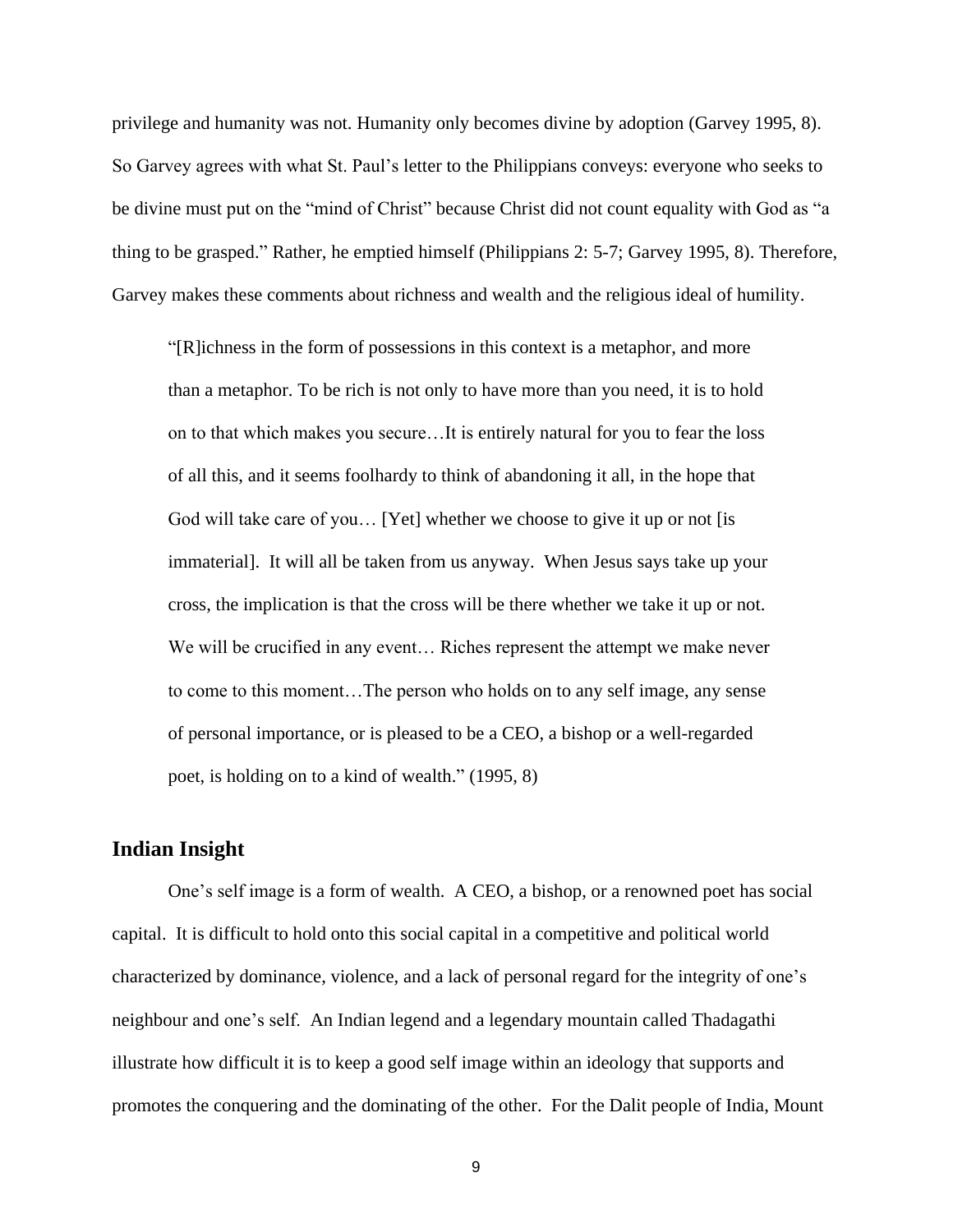privilege and humanity was not. Humanity only becomes divine by adoption (Garvey 1995, 8). So Garvey agrees with what St. Paul's letter to the Philippians conveys: everyone who seeks to be divine must put on the "mind of Christ" because Christ did not count equality with God as "a thing to be grasped." Rather, he emptied himself (Philippians 2: 5-7; Garvey 1995, 8). Therefore, Garvey makes these comments about richness and wealth and the religious ideal of humility.

> "[R]ichness in the form of possessions in this context is a metaphor, and more than a metaphor. To be rich is not only to have more than you need, it is to hold on to that which makes you secure…It is entirely natural for you to fear the loss of all this, and it seems foolhardy to think of abandoning it all, in the hope that God will take care of you… [Yet] whether we choose to give it up or not [is immaterial]. It will all be taken from us anyway. When Jesus says take up your cross, the implication is that the cross will be there whether we take it up or not. We will be crucified in any event… Riches represent the attempt we make never to come to this moment…The person who holds on to any self image, any sense of personal importance, or is pleased to be a CEO, a bishop or a well-regarded poet, is holding on to a kind of wealth." (1995, 8)

## Indian Insight

One's self image is a form of wealth. A CEO, a bishop, or a renowned poet has social capital. It is difficult to hold onto this social capital in a competitive and political world characterized by dominance, violence, and a lack of personal regard for the integrity of one's neighbour and one's self. An Indian legend and a legendary mountain called Thadagathi illustrate how difficult it is to keep a good self image within an ideology that supports and promotes the conquering and the dominating of the other. For the Dalit people of India, Mount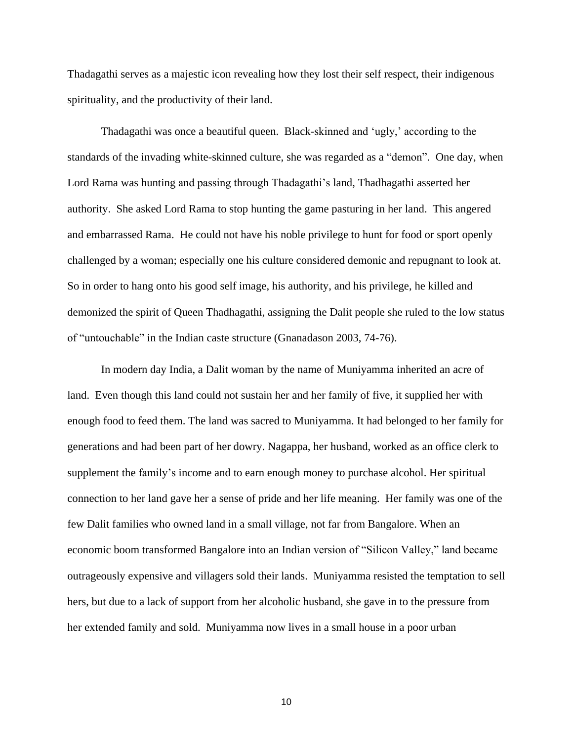Thadagathi serves as a majestic icon revealing how they lost their self respect, their indigenous spirituality, and the productivity of their land.

Thadagathi was once a beautiful queen. Black-skinned and 'ugly,' according to the standards of the invading white-skinned culture, she was regarded as a "demon". One day, when Lord Rama was hunting and passing through Thadagathi's land, Thadhagathi asserted her authority. She asked Lord Rama to stop hunting the game pasturing in her land. This angered and embarrassed Rama. He could not have his noble privilege to hunt for food or sport openly challenged by a woman; especially one his culture considered demonic and repugnant to look at. So in order to hang onto his good self image, his authority, and his privilege, he killed and demonized the spirit of Queen Thadhagathi, assigning the Dalit people she ruled to the low status of "untouchable" in the Indian caste structure (Gnanadason 2003, 74-76).

In modern day India, a Dalit woman by the name of Muniyamma inherited an acre of land. Even though this land could not sustain her and her family of five, it supplied her with enough food to feed them. The land was sacred to Muniyamma. It had belonged to her family for generations and had been part of her dowry. Nagappa, her husband, worked as an office clerk to supplement the family's income and to earn enough money to purchase alcohol. Her spiritual connection to her land gave her a sense of pride and her life meaning. Her family was one of the few Dalit families who owned land in a small village, not far from Bangalore. When an economic boom transformed Bangalore into an Indian version of "Silicon Valley," land became outrageously expensive and villagers sold their lands. Muniyamma resisted the temptation to sell hers, but due to a lack of support from her alcoholic husband, she gave in to the pressure from her extended family and sold. Muniyamma now lives in a small house in a poor urban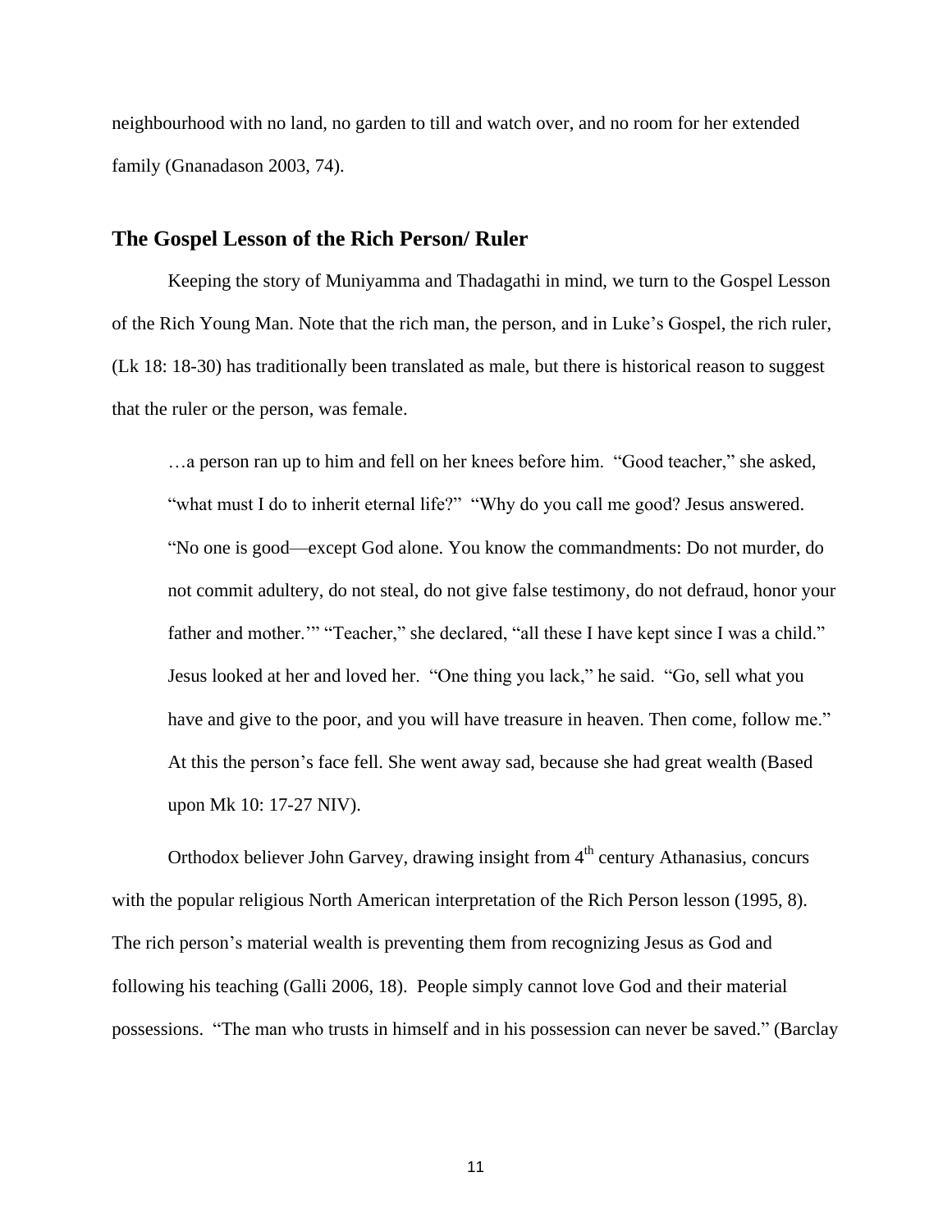neighbourhood with no land, no garden to till and watch over, and no room for her extended family (Gnanadason 2003, 74).

## The Gospel Lesson of the Rich Person/ Ruler

Keeping the story of Muniyamma and Thadagathi in mind, we turn to the Gospel Lesson of the Rich Young Man. Note that the rich man, the person, and in Luke's Gospel, the rich ruler, (Lk 18: 18-30) has traditionally been translated as male, but there is historical reason to suggest that the ruler or the person, was female.

> …a person ran up to him and fell on her knees before him. "Good teacher," she asked, "what must I do to inherit eternal life?" "Why do you call me good? Jesus answered. "No one is good—except God alone. You know the commandments: Do not murder, do not commit adultery, do not steal, do not give false testimony, do not defraud, honor your father and mother.'" "Teacher," she declared, "all these I have kept since I was a child." Jesus looked at her and loved her. "One thing you lack," he said. "Go, sell what you have and give to the poor, and you will have treasure in heaven. Then come, follow me." At this the person's face fell. She went away sad, because she had great wealth (Based upon Mk 10: 17-27 NIV).

Orthodox believer John Garvey, drawing insight from 4th century Athanasius, concurs with the popular religious North American interpretation of the Rich Person lesson (1995, 8). The rich person's material wealth is preventing them from recognizing Jesus as God and following his teaching (Galli 2006, 18). People simply cannot love God and their material possessions. "The man who trusts in himself and in his possession can never be saved." (Barclay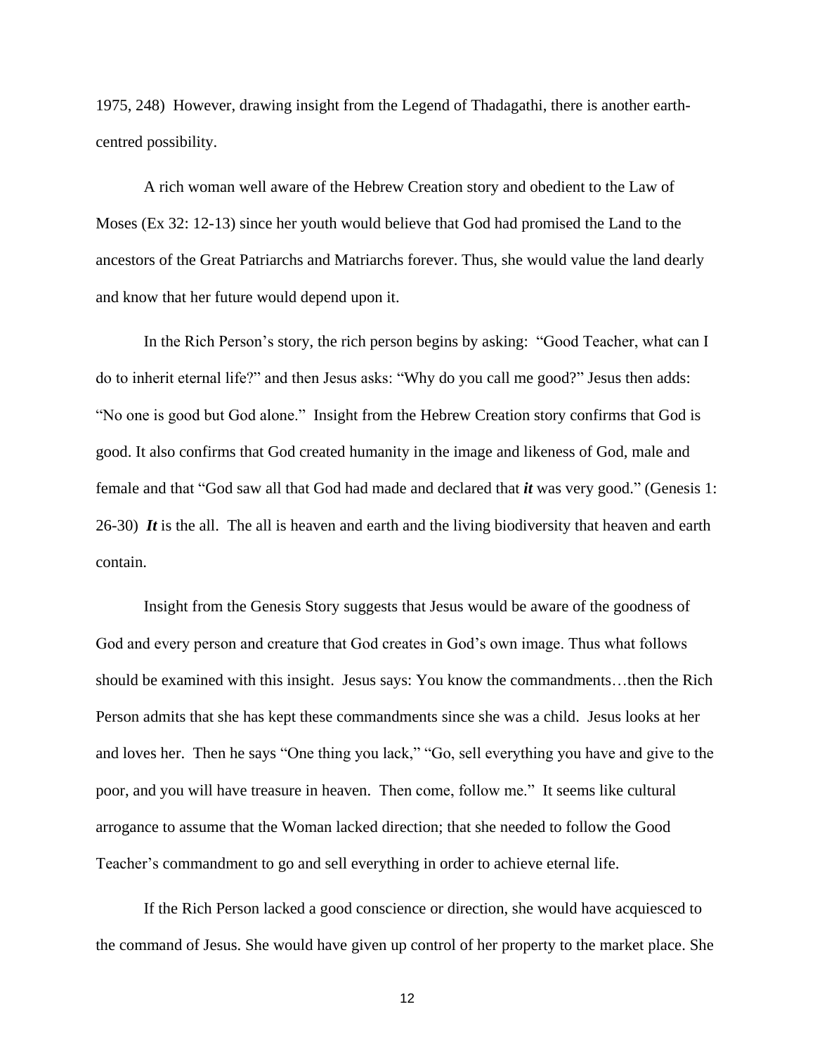1975, 248) However, drawing insight from the Legend of Thadagathi, there is another earth-centred possibility.

A rich woman well aware of the Hebrew Creation story and obedient to the Law of Moses (Ex 32: 12-13) since her youth would believe that God had promised the Land to the ancestors of the Great Patriarchs and Matriarchs forever. Thus, she would value the land dearly and know that her future would depend upon it.

In the Rich Person's story, the rich person begins by asking: "Good Teacher, what can I do to inherit eternal life?" and then Jesus asks: "Why do you call me good?" Jesus then adds: "No one is good but God alone." Insight from the Hebrew Creation story confirms that God is good. It also confirms that God created humanity in the image and likeness of God, male and female and that "God saw all that God had made and declared that ***it*** was very good." (Genesis 1: 26-30) ***It*** is the all. The all is heaven and earth and the living biodiversity that heaven and earth contain.

Insight from the Genesis Story suggests that Jesus would be aware of the goodness of God and every person and creature that God creates in God's own image. Thus what follows should be examined with this insight. Jesus says: You know the commandments…then the Rich Person admits that she has kept these commandments since she was a child. Jesus looks at her and loves her. Then he says "One thing you lack," "Go, sell everything you have and give to the poor, and you will have treasure in heaven. Then come, follow me." It seems like cultural arrogance to assume that the Woman lacked direction; that she needed to follow the Good Teacher's commandment to go and sell everything in order to achieve eternal life.

If the Rich Person lacked a good conscience or direction, she would have acquiesced to the command of Jesus. She would have given up control of her property to the market place. She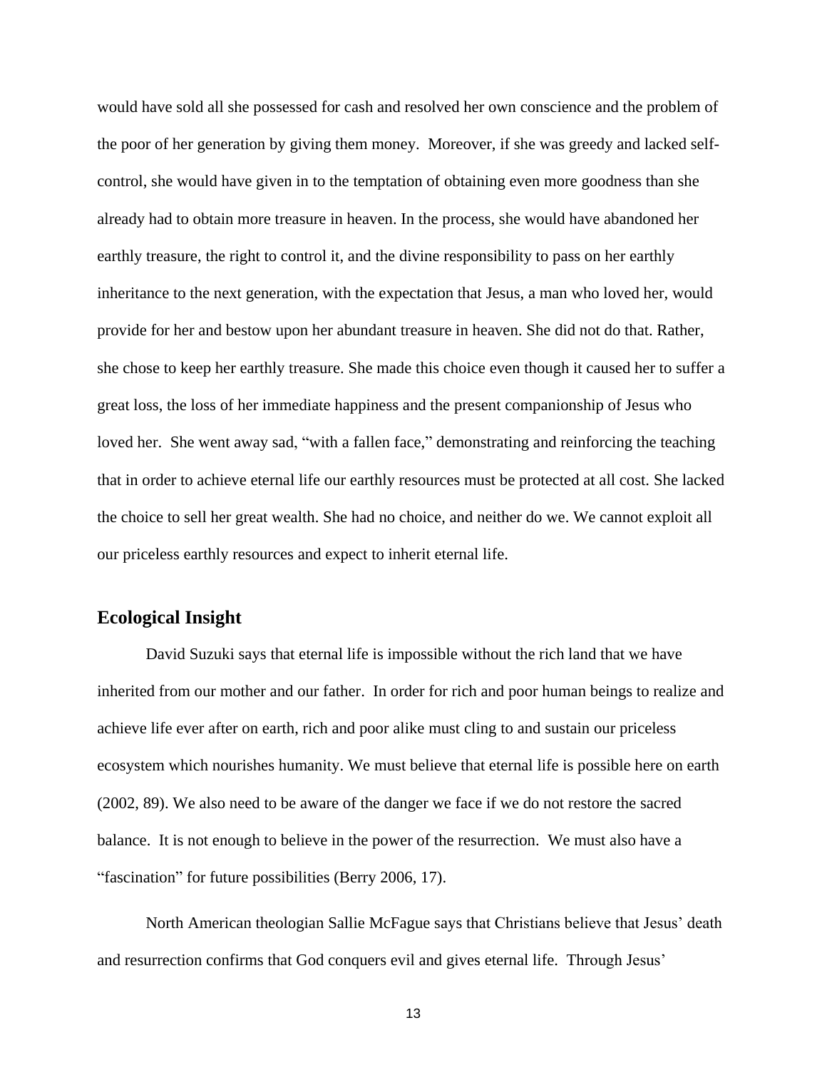would have sold all she possessed for cash and resolved her own conscience and the problem of the poor of her generation by giving them money. Moreover, if she was greedy and lacked self-control, she would have given in to the temptation of obtaining even more goodness than she already had to obtain more treasure in heaven. In the process, she would have abandoned her earthly treasure, the right to control it, and the divine responsibility to pass on her earthly inheritance to the next generation, with the expectation that Jesus, a man who loved her, would provide for her and bestow upon her abundant treasure in heaven. She did not do that. Rather, she chose to keep her earthly treasure. She made this choice even though it caused her to suffer a great loss, the loss of her immediate happiness and the present companionship of Jesus who loved her. She went away sad, "with a fallen face," demonstrating and reinforcing the teaching that in order to achieve eternal life our earthly resources must be protected at all cost. She lacked the choice to sell her great wealth. She had no choice, and neither do we. We cannot exploit all our priceless earthly resources and expect to inherit eternal life.

## Ecological Insight

David Suzuki says that eternal life is impossible without the rich land that we have inherited from our mother and our father. In order for rich and poor human beings to realize and achieve life ever after on earth, rich and poor alike must cling to and sustain our priceless ecosystem which nourishes humanity. We must believe that eternal life is possible here on earth (2002, 89). We also need to be aware of the danger we face if we do not restore the sacred balance. It is not enough to believe in the power of the resurrection. We must also have a "fascination" for future possibilities (Berry 2006, 17).

North American theologian Sallie McFague says that Christians believe that Jesus' death and resurrection confirms that God conquers evil and gives eternal life. Through Jesus'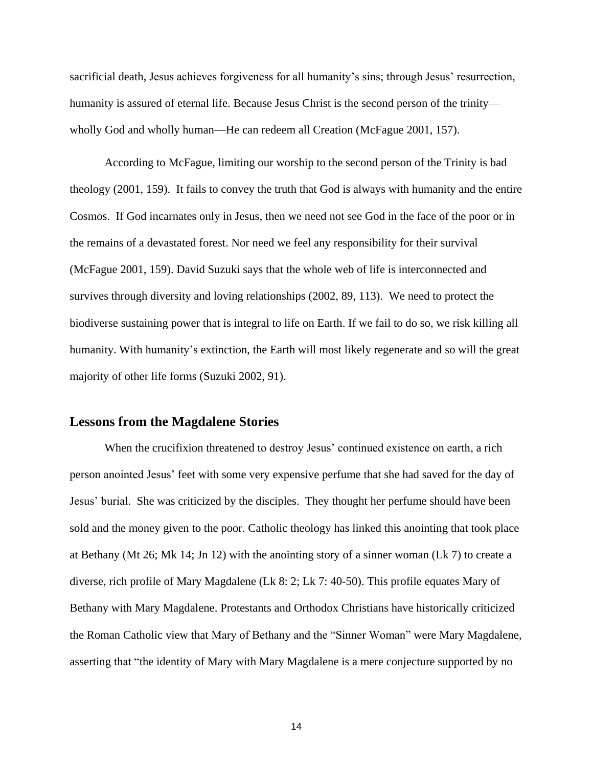sacrificial death, Jesus achieves forgiveness for all humanity's sins; through Jesus' resurrection, humanity is assured of eternal life. Because Jesus Christ is the second person of the trinity—wholly God and wholly human—He can redeem all Creation (McFague 2001, 157).

According to McFague, limiting our worship to the second person of the Trinity is bad theology (2001, 159). It fails to convey the truth that God is always with humanity and the entire Cosmos. If God incarnates only in Jesus, then we need not see God in the face of the poor or in the remains of a devastated forest. Nor need we feel any responsibility for their survival (McFague 2001, 159). David Suzuki says that the whole web of life is interconnected and survives through diversity and loving relationships (2002, 89, 113). We need to protect the biodiverse sustaining power that is integral to life on Earth. If we fail to do so, we risk killing all humanity. With humanity's extinction, the Earth will most likely regenerate and so will the great majority of other life forms (Suzuki 2002, 91).

## Lessons from the Magdalene Stories

When the crucifixion threatened to destroy Jesus' continued existence on earth, a rich person anointed Jesus' feet with some very expensive perfume that she had saved for the day of Jesus' burial. She was criticized by the disciples. They thought her perfume should have been sold and the money given to the poor. Catholic theology has linked this anointing that took place at Bethany (Mt 26; Mk 14; Jn 12) with the anointing story of a sinner woman (Lk 7) to create a diverse, rich profile of Mary Magdalene (Lk 8: 2; Lk 7: 40-50). This profile equates Mary of Bethany with Mary Magdalene. Protestants and Orthodox Christians have historically criticized the Roman Catholic view that Mary of Bethany and the "Sinner Woman" were Mary Magdalene, asserting that "the identity of Mary with Mary Magdalene is a mere conjecture supported by no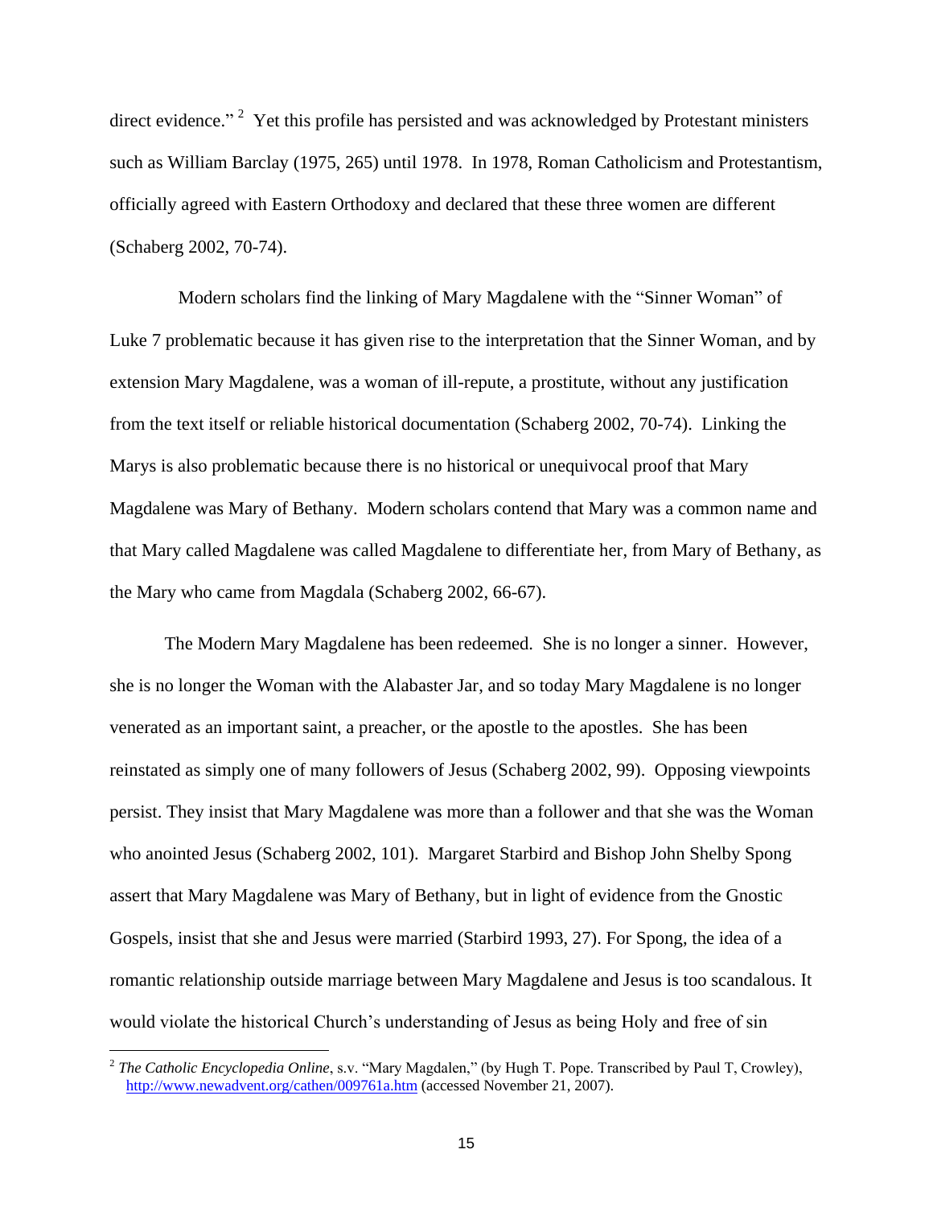direct evidence."[2] Yet this profile has persisted and was acknowledged by Protestant ministers such as William Barclay (1975, 265) until 1978. In 1978, Roman Catholicism and Protestantism, officially agreed with Eastern Orthodoxy and declared that these three women are different (Schaberg 2002, 70-74).

Modern scholars find the linking of Mary Magdalene with the "Sinner Woman" of Luke 7 problematic because it has given rise to the interpretation that the Sinner Woman, and by extension Mary Magdalene, was a woman of ill-repute, a prostitute, without any justification from the text itself or reliable historical documentation (Schaberg 2002, 70-74). Linking the Marys is also problematic because there is no historical or unequivocal proof that Mary Magdalene was Mary of Bethany. Modern scholars contend that Mary was a common name and that Mary called Magdalene was called Magdalene to differentiate her, from Mary of Bethany, as the Mary who came from Magdala (Schaberg 2002, 66-67).

The Modern Mary Magdalene has been redeemed. She is no longer a sinner. However, she is no longer the Woman with the Alabaster Jar, and so today Mary Magdalene is no longer venerated as an important saint, a preacher, or the apostle to the apostles. She has been reinstated as simply one of many followers of Jesus (Schaberg 2002, 99). Opposing viewpoints persist. They insist that Mary Magdalene was more than a follower and that she was the Woman who anointed Jesus (Schaberg 2002, 101). Margaret Starbird and Bishop John Shelby Spong assert that Mary Magdalene was Mary of Bethany, but in light of evidence from the Gnostic Gospels, insist that she and Jesus were married (Starbird 1993, 27). For Spong, the idea of a romantic relationship outside marriage between Mary Magdalene and Jesus is too scandalous. It would violate the historical Church's understanding of Jesus as being Holy and free of sin

---

[2] *The Catholic Encyclopedia Online*, s.v. "Mary Magdalen," (by Hugh T. Pope. Transcribed by Paul T, Crowley), http://www.newadvent.org/cathen/009761a.htm (accessed November 21, 2007).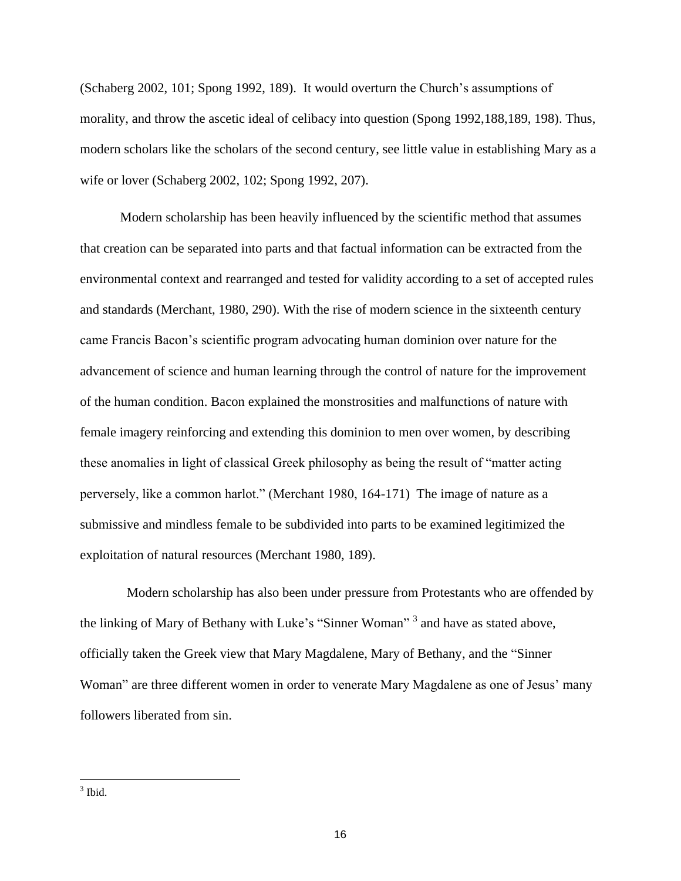(Schaberg 2002, 101; Spong 1992, 189). It would overturn the Church's assumptions of morality, and throw the ascetic ideal of celibacy into question (Spong 1992,188,189, 198). Thus, modern scholars like the scholars of the second century, see little value in establishing Mary as a wife or lover (Schaberg 2002, 102; Spong 1992, 207).

Modern scholarship has been heavily influenced by the scientific method that assumes that creation can be separated into parts and that factual information can be extracted from the environmental context and rearranged and tested for validity according to a set of accepted rules and standards (Merchant, 1980, 290). With the rise of modern science in the sixteenth century came Francis Bacon's scientific program advocating human dominion over nature for the advancement of science and human learning through the control of nature for the improvement of the human condition. Bacon explained the monstrosities and malfunctions of nature with female imagery reinforcing and extending this dominion to men over women, by describing these anomalies in light of classical Greek philosophy as being the result of "matter acting perversely, like a common harlot." (Merchant 1980, 164-171) The image of nature as a submissive and mindless female to be subdivided into parts to be examined legitimized the exploitation of natural resources (Merchant 1980, 189).

Modern scholarship has also been under pressure from Protestants who are offended by the linking of Mary of Bethany with Luke's "Sinner Woman" [3] and have as stated above, officially taken the Greek view that Mary Magdalene, Mary of Bethany, and the "Sinner Woman" are three different women in order to venerate Mary Magdalene as one of Jesus' many followers liberated from sin.

---

[3] Ibid.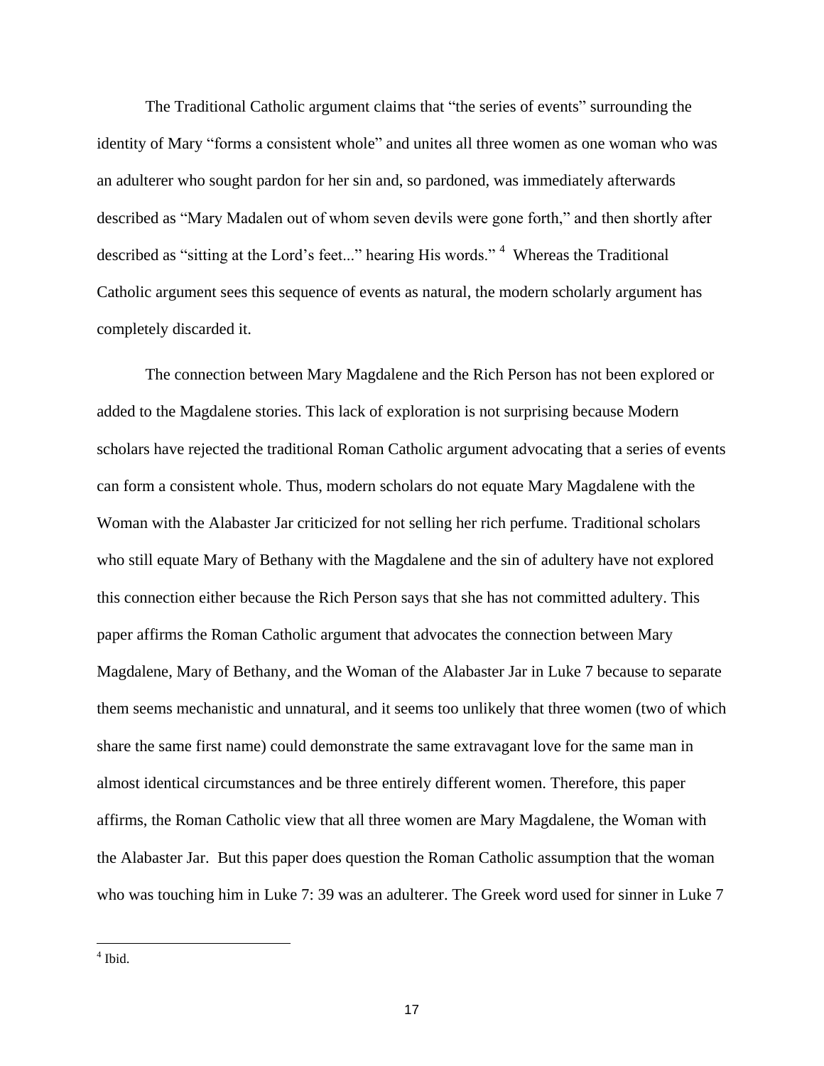The Traditional Catholic argument claims that "the series of events" surrounding the identity of Mary "forms a consistent whole" and unites all three women as one woman who was an adulterer who sought pardon for her sin and, so pardoned, was immediately afterwards described as "Mary Madalen out of whom seven devils were gone forth," and then shortly after described as "sitting at the Lord's feet..." hearing His words." [4] Whereas the Traditional Catholic argument sees this sequence of events as natural, the modern scholarly argument has completely discarded it.

The connection between Mary Magdalene and the Rich Person has not been explored or added to the Magdalene stories. This lack of exploration is not surprising because Modern scholars have rejected the traditional Roman Catholic argument advocating that a series of events can form a consistent whole. Thus, modern scholars do not equate Mary Magdalene with the Woman with the Alabaster Jar criticized for not selling her rich perfume. Traditional scholars who still equate Mary of Bethany with the Magdalene and the sin of adultery have not explored this connection either because the Rich Person says that she has not committed adultery. This paper affirms the Roman Catholic argument that advocates the connection between Mary Magdalene, Mary of Bethany, and the Woman of the Alabaster Jar in Luke 7 because to separate them seems mechanistic and unnatural, and it seems too unlikely that three women (two of which share the same first name) could demonstrate the same extravagant love for the same man in almost identical circumstances and be three entirely different women. Therefore, this paper affirms, the Roman Catholic view that all three women are Mary Magdalene, the Woman with the Alabaster Jar. But this paper does question the Roman Catholic assumption that the woman who was touching him in Luke 7: 39 was an adulterer. The Greek word used for sinner in Luke 7

---

[4] Ibid.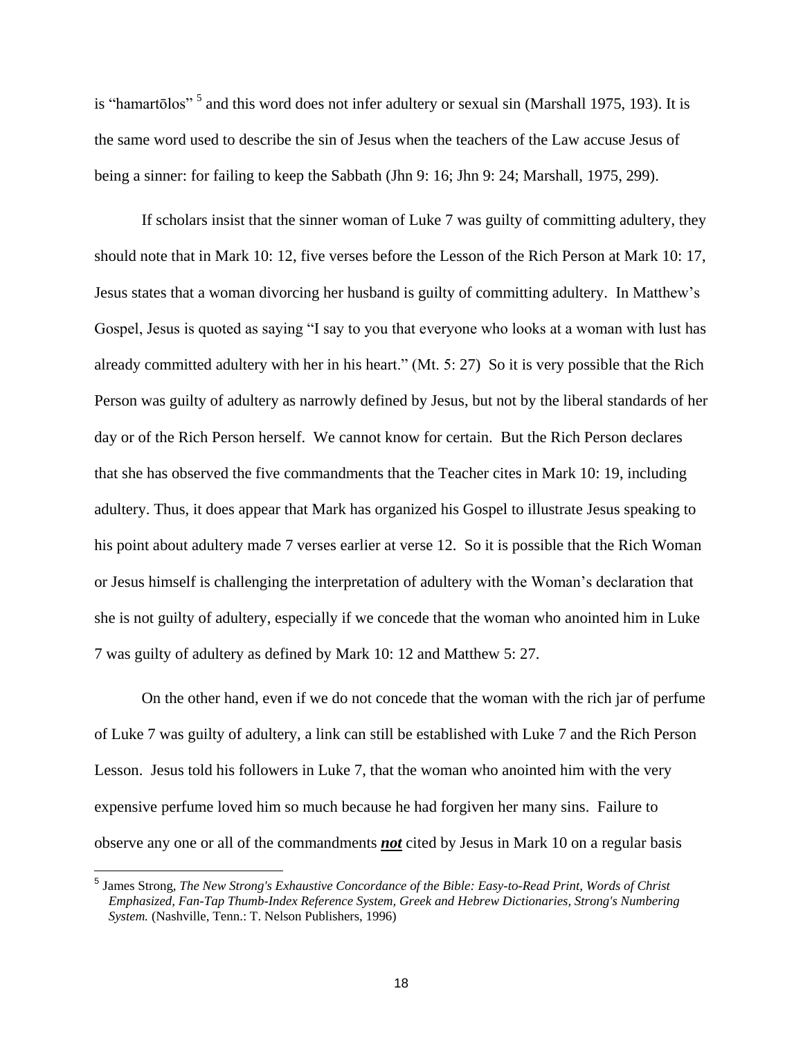is "hamartōlos" [5] and this word does not infer adultery or sexual sin (Marshall 1975, 193). It is the same word used to describe the sin of Jesus when the teachers of the Law accuse Jesus of being a sinner: for failing to keep the Sabbath (Jhn 9: 16; Jhn 9: 24; Marshall, 1975, 299).

If scholars insist that the sinner woman of Luke 7 was guilty of committing adultery, they should note that in Mark 10: 12, five verses before the Lesson of the Rich Person at Mark 10: 17, Jesus states that a woman divorcing her husband is guilty of committing adultery. In Matthew's Gospel, Jesus is quoted as saying "I say to you that everyone who looks at a woman with lust has already committed adultery with her in his heart." (Mt. 5: 27) So it is very possible that the Rich Person was guilty of adultery as narrowly defined by Jesus, but not by the liberal standards of her day or of the Rich Person herself. We cannot know for certain. But the Rich Person declares that she has observed the five commandments that the Teacher cites in Mark 10: 19, including adultery. Thus, it does appear that Mark has organized his Gospel to illustrate Jesus speaking to his point about adultery made 7 verses earlier at verse 12. So it is possible that the Rich Woman or Jesus himself is challenging the interpretation of adultery with the Woman's declaration that she is not guilty of adultery, especially if we concede that the woman who anointed him in Luke 7 was guilty of adultery as defined by Mark 10: 12 and Matthew 5: 27.

On the other hand, even if we do not concede that the woman with the rich jar of perfume of Luke 7 was guilty of adultery, a link can still be established with Luke 7 and the Rich Person Lesson. Jesus told his followers in Luke 7, that the woman who anointed him with the very expensive perfume loved him so much because he had forgiven her many sins. Failure to observe any one or all of the commandments ***not*** cited by Jesus in Mark 10 on a regular basis

[5] James Strong, *The New Strong's Exhaustive Concordance of the Bible: Easy-to-Read Print, Words of Christ Emphasized, Fan-Tap Thumb-Index Reference System, Greek and Hebrew Dictionaries, Strong's Numbering System.* (Nashville, Tenn.: T. Nelson Publishers, 1996)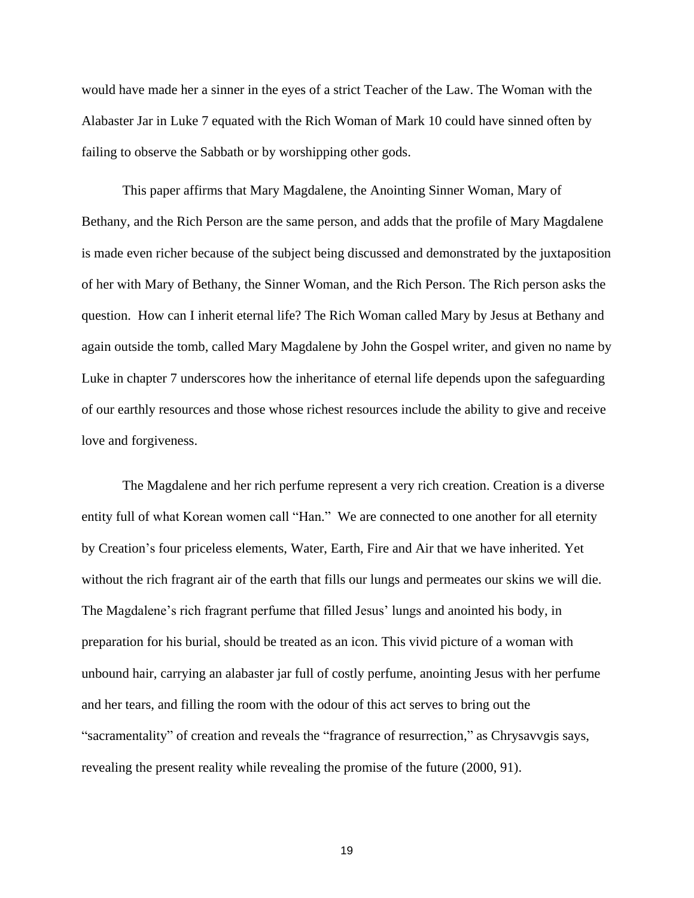would have made her a sinner in the eyes of a strict Teacher of the Law. The Woman with the Alabaster Jar in Luke 7 equated with the Rich Woman of Mark 10 could have sinned often by failing to observe the Sabbath or by worshipping other gods.

This paper affirms that Mary Magdalene, the Anointing Sinner Woman, Mary of Bethany, and the Rich Person are the same person, and adds that the profile of Mary Magdalene is made even richer because of the subject being discussed and demonstrated by the juxtaposition of her with Mary of Bethany, the Sinner Woman, and the Rich Person. The Rich person asks the question. How can I inherit eternal life? The Rich Woman called Mary by Jesus at Bethany and again outside the tomb, called Mary Magdalene by John the Gospel writer, and given no name by Luke in chapter 7 underscores how the inheritance of eternal life depends upon the safeguarding of our earthly resources and those whose richest resources include the ability to give and receive love and forgiveness.

The Magdalene and her rich perfume represent a very rich creation. Creation is a diverse entity full of what Korean women call "Han." We are connected to one another for all eternity by Creation's four priceless elements, Water, Earth, Fire and Air that we have inherited. Yet without the rich fragrant air of the earth that fills our lungs and permeates our skins we will die. The Magdalene's rich fragrant perfume that filled Jesus' lungs and anointed his body, in preparation for his burial, should be treated as an icon. This vivid picture of a woman with unbound hair, carrying an alabaster jar full of costly perfume, anointing Jesus with her perfume and her tears, and filling the room with the odour of this act serves to bring out the "sacramentality" of creation and reveals the "fragrance of resurrection," as Chrysavvgis says, revealing the present reality while revealing the promise of the future (2000, 91).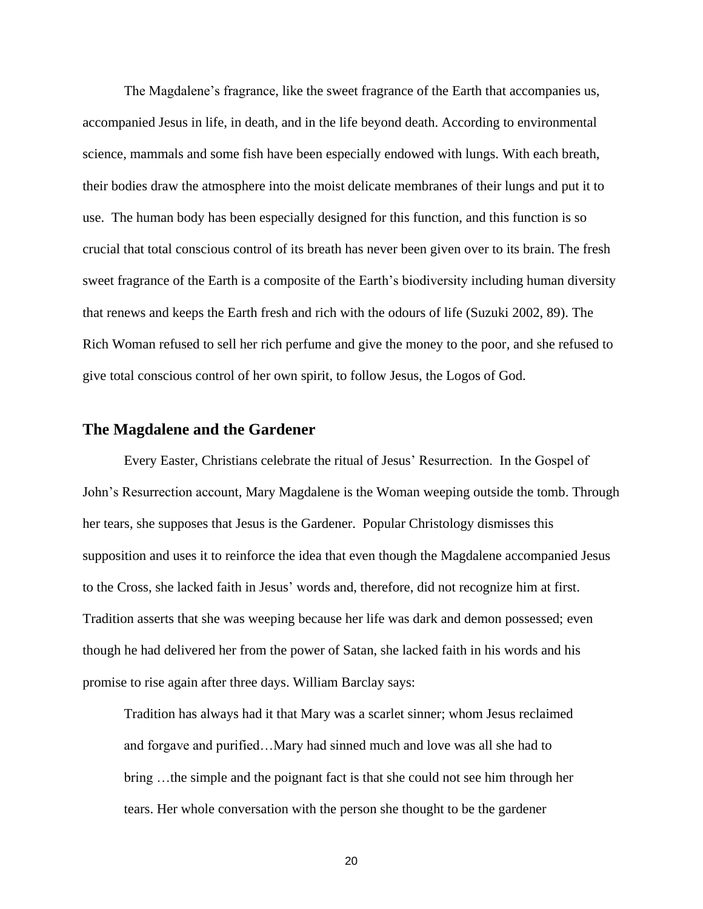The Magdalene's fragrance, like the sweet fragrance of the Earth that accompanies us, accompanied Jesus in life, in death, and in the life beyond death. According to environmental science, mammals and some fish have been especially endowed with lungs. With each breath, their bodies draw the atmosphere into the moist delicate membranes of their lungs and put it to use. The human body has been especially designed for this function, and this function is so crucial that total conscious control of its breath has never been given over to its brain. The fresh sweet fragrance of the Earth is a composite of the Earth's biodiversity including human diversity that renews and keeps the Earth fresh and rich with the odours of life (Suzuki 2002, 89). The Rich Woman refused to sell her rich perfume and give the money to the poor, and she refused to give total conscious control of her own spirit, to follow Jesus, the Logos of God.

## The Magdalene and the Gardener

Every Easter, Christians celebrate the ritual of Jesus' Resurrection. In the Gospel of John's Resurrection account, Mary Magdalene is the Woman weeping outside the tomb. Through her tears, she supposes that Jesus is the Gardener. Popular Christology dismisses this supposition and uses it to reinforce the idea that even though the Magdalene accompanied Jesus to the Cross, she lacked faith in Jesus' words and, therefore, did not recognize him at first. Tradition asserts that she was weeping because her life was dark and demon possessed; even though he had delivered her from the power of Satan, she lacked faith in his words and his promise to rise again after three days. William Barclay says:

> Tradition has always had it that Mary was a scarlet sinner; whom Jesus reclaimed and forgave and purified…Mary had sinned much and love was all she had to bring …the simple and the poignant fact is that she could not see him through her tears. Her whole conversation with the person she thought to be the gardener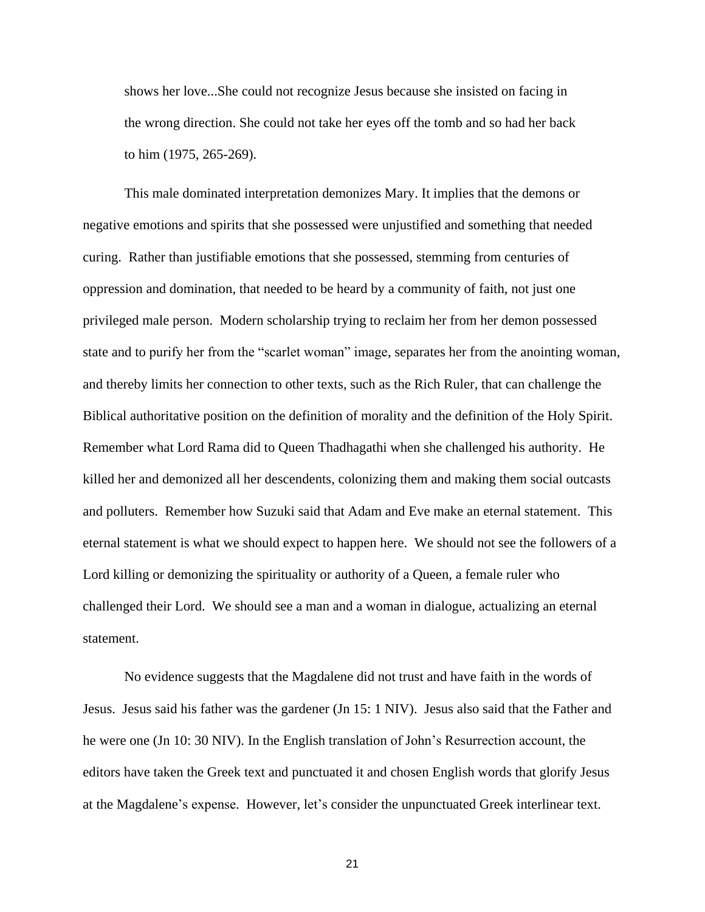> shows her love...She could not recognize Jesus because she insisted on facing in the wrong direction. She could not take her eyes off the tomb and so had her back to him (1975, 265-269).

This male dominated interpretation demonizes Mary. It implies that the demons or negative emotions and spirits that she possessed were unjustified and something that needed curing. Rather than justifiable emotions that she possessed, stemming from centuries of oppression and domination, that needed to be heard by a community of faith, not just one privileged male person. Modern scholarship trying to reclaim her from her demon possessed state and to purify her from the "scarlet woman" image, separates her from the anointing woman, and thereby limits her connection to other texts, such as the Rich Ruler, that can challenge the Biblical authoritative position on the definition of morality and the definition of the Holy Spirit. Remember what Lord Rama did to Queen Thadhagathi when she challenged his authority. He killed her and demonized all her descendents, colonizing them and making them social outcasts and polluters. Remember how Suzuki said that Adam and Eve make an eternal statement. This eternal statement is what we should expect to happen here. We should not see the followers of a Lord killing or demonizing the spirituality or authority of a Queen, a female ruler who challenged their Lord. We should see a man and a woman in dialogue, actualizing an eternal statement.

No evidence suggests that the Magdalene did not trust and have faith in the words of Jesus. Jesus said his father was the gardener (Jn 15: 1 NIV). Jesus also said that the Father and he were one (Jn 10: 30 NIV). In the English translation of John's Resurrection account, the editors have taken the Greek text and punctuated it and chosen English words that glorify Jesus at the Magdalene's expense. However, let's consider the unpunctuated Greek interlinear text.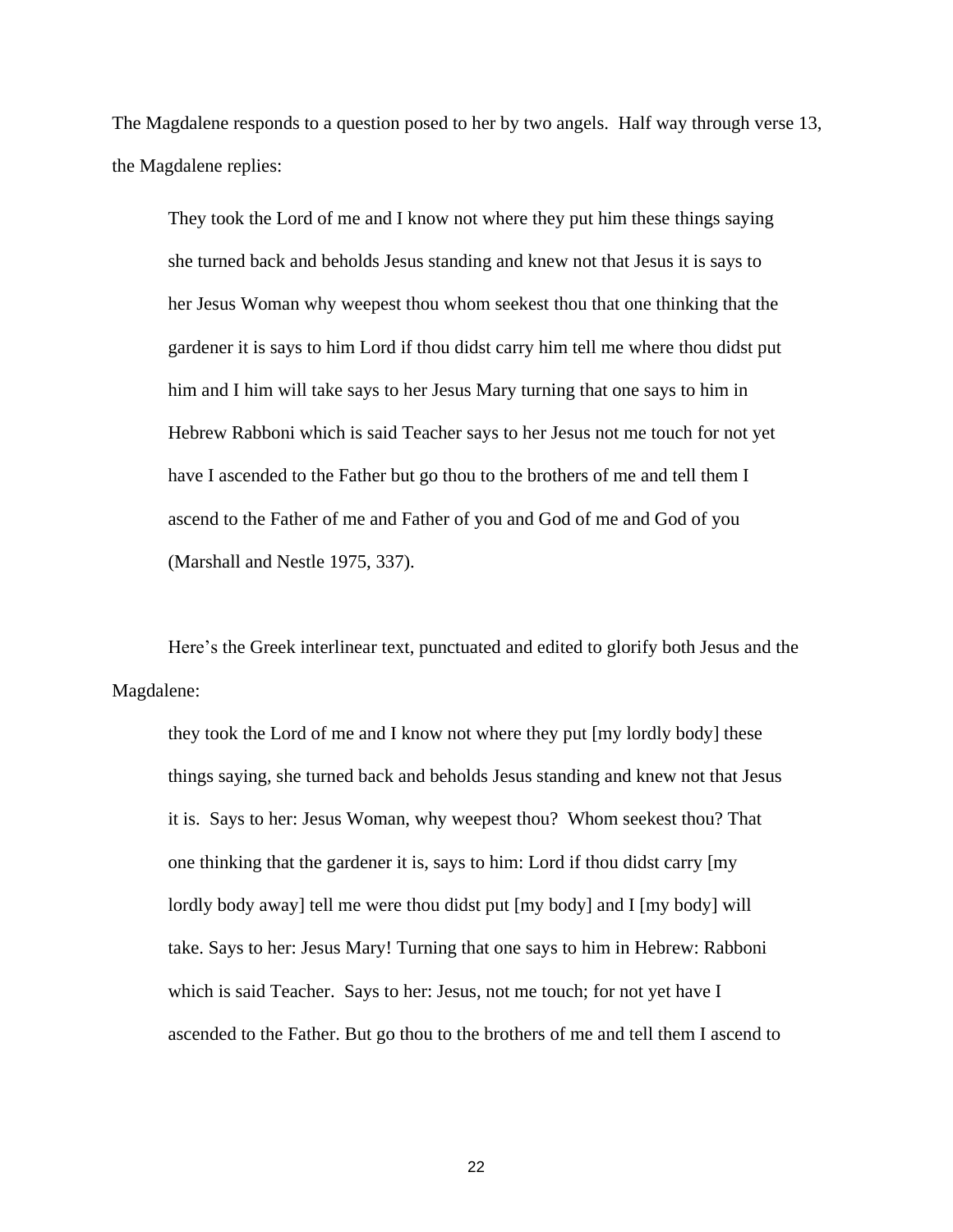The Magdalene responds to a question posed to her by two angels. Half way through verse 13, the Magdalene replies:

> They took the Lord of me and I know not where they put him these things saying she turned back and beholds Jesus standing and knew not that Jesus it is says to her Jesus Woman why weepest thou whom seekest thou that one thinking that the gardener it is says to him Lord if thou didst carry him tell me where thou didst put him and I him will take says to her Jesus Mary turning that one says to him in Hebrew Rabboni which is said Teacher says to her Jesus not me touch for not yet have I ascended to the Father but go thou to the brothers of me and tell them I ascend to the Father of me and Father of you and God of me and God of you (Marshall and Nestle 1975, 337).

Here's the Greek interlinear text, punctuated and edited to glorify both Jesus and the Magdalene:

> they took the Lord of me and I know not where they put [my lordly body] these things saying, she turned back and beholds Jesus standing and knew not that Jesus it is. Says to her: Jesus Woman, why weepest thou? Whom seekest thou? That one thinking that the gardener it is, says to him: Lord if thou didst carry [my lordly body away] tell me were thou didst put [my body] and I [my body] will take. Says to her: Jesus Mary! Turning that one says to him in Hebrew: Rabboni which is said Teacher. Says to her: Jesus, not me touch; for not yet have I ascended to the Father. But go thou to the brothers of me and tell them I ascend to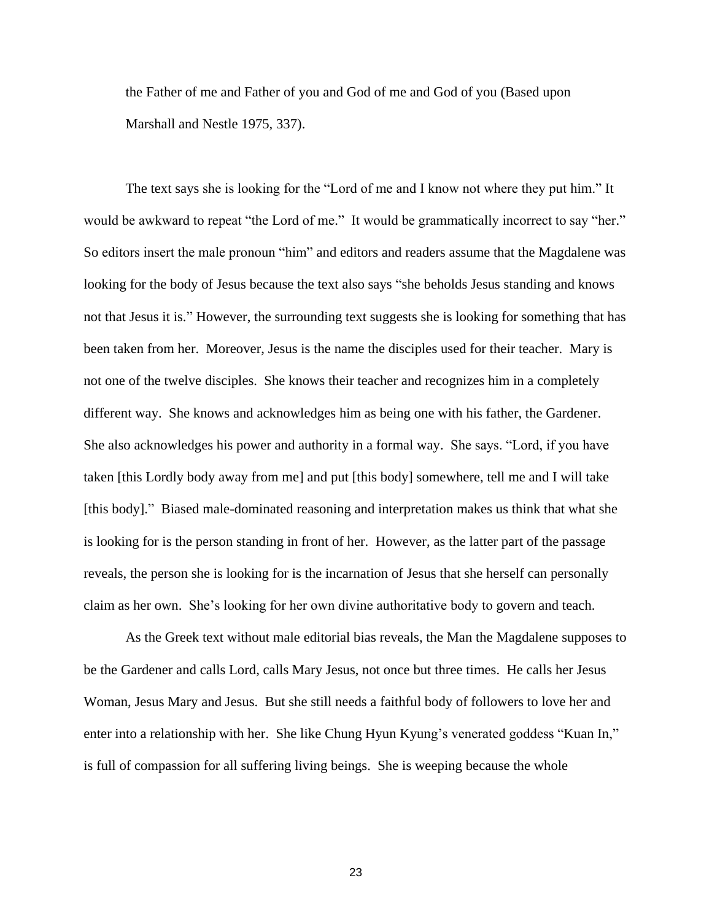the Father of me and Father of you and God of me and God of you (Based upon Marshall and Nestle 1975, 337).

The text says she is looking for the "Lord of me and I know not where they put him." It would be awkward to repeat "the Lord of me." It would be grammatically incorrect to say "her." So editors insert the male pronoun "him" and editors and readers assume that the Magdalene was looking for the body of Jesus because the text also says "she beholds Jesus standing and knows not that Jesus it is." However, the surrounding text suggests she is looking for something that has been taken from her. Moreover, Jesus is the name the disciples used for their teacher. Mary is not one of the twelve disciples. She knows their teacher and recognizes him in a completely different way. She knows and acknowledges him as being one with his father, the Gardener. She also acknowledges his power and authority in a formal way. She says. "Lord, if you have taken [this Lordly body away from me] and put [this body] somewhere, tell me and I will take [this body]." Biased male-dominated reasoning and interpretation makes us think that what she is looking for is the person standing in front of her. However, as the latter part of the passage reveals, the person she is looking for is the incarnation of Jesus that she herself can personally claim as her own. She's looking for her own divine authoritative body to govern and teach.

As the Greek text without male editorial bias reveals, the Man the Magdalene supposes to be the Gardener and calls Lord, calls Mary Jesus, not once but three times. He calls her Jesus Woman, Jesus Mary and Jesus. But she still needs a faithful body of followers to love her and enter into a relationship with her. She like Chung Hyun Kyung's venerated goddess "Kuan In," is full of compassion for all suffering living beings. She is weeping because the whole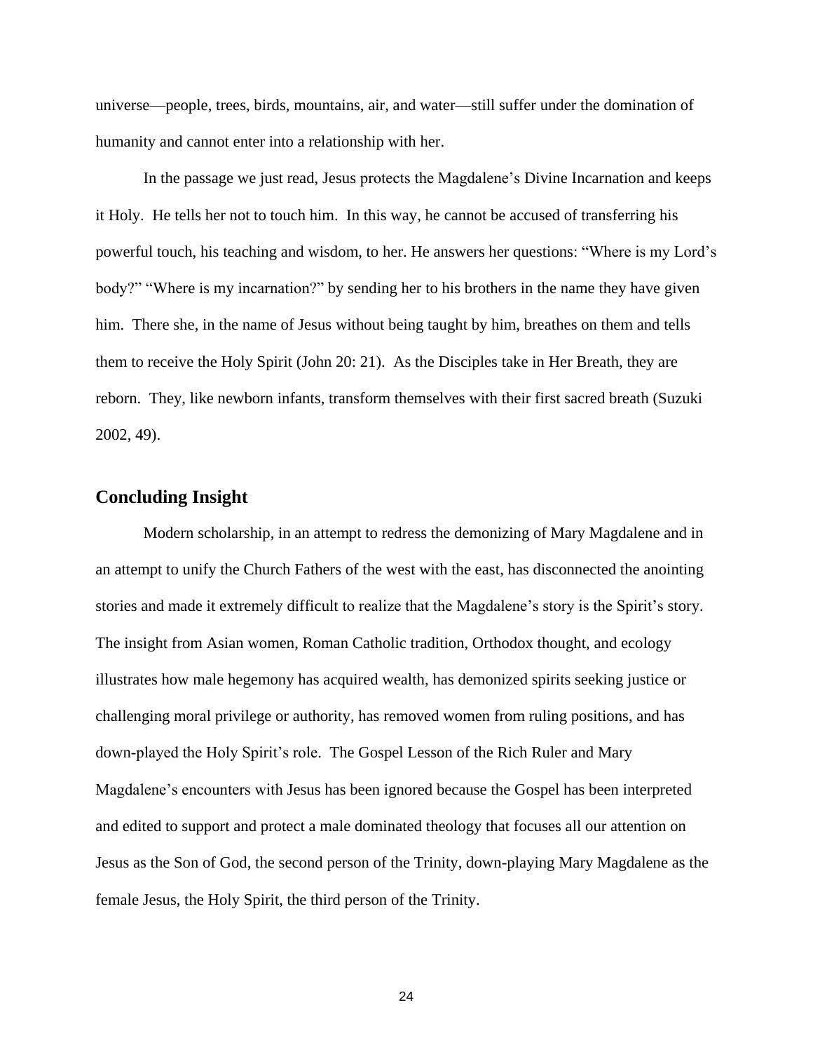universe—people, trees, birds, mountains, air, and water—still suffer under the domination of humanity and cannot enter into a relationship with her.

In the passage we just read, Jesus protects the Magdalene's Divine Incarnation and keeps it Holy. He tells her not to touch him. In this way, he cannot be accused of transferring his powerful touch, his teaching and wisdom, to her. He answers her questions: "Where is my Lord's body?" "Where is my incarnation?" by sending her to his brothers in the name they have given him. There she, in the name of Jesus without being taught by him, breathes on them and tells them to receive the Holy Spirit (John 20: 21). As the Disciples take in Her Breath, they are reborn. They, like newborn infants, transform themselves with their first sacred breath (Suzuki 2002, 49).

## Concluding Insight

Modern scholarship, in an attempt to redress the demonizing of Mary Magdalene and in an attempt to unify the Church Fathers of the west with the east, has disconnected the anointing stories and made it extremely difficult to realize that the Magdalene's story is the Spirit's story. The insight from Asian women, Roman Catholic tradition, Orthodox thought, and ecology illustrates how male hegemony has acquired wealth, has demonized spirits seeking justice or challenging moral privilege or authority, has removed women from ruling positions, and has down-played the Holy Spirit's role. The Gospel Lesson of the Rich Ruler and Mary Magdalene's encounters with Jesus has been ignored because the Gospel has been interpreted and edited to support and protect a male dominated theology that focuses all our attention on Jesus as the Son of God, the second person of the Trinity, down-playing Mary Magdalene as the female Jesus, the Holy Spirit, the third person of the Trinity.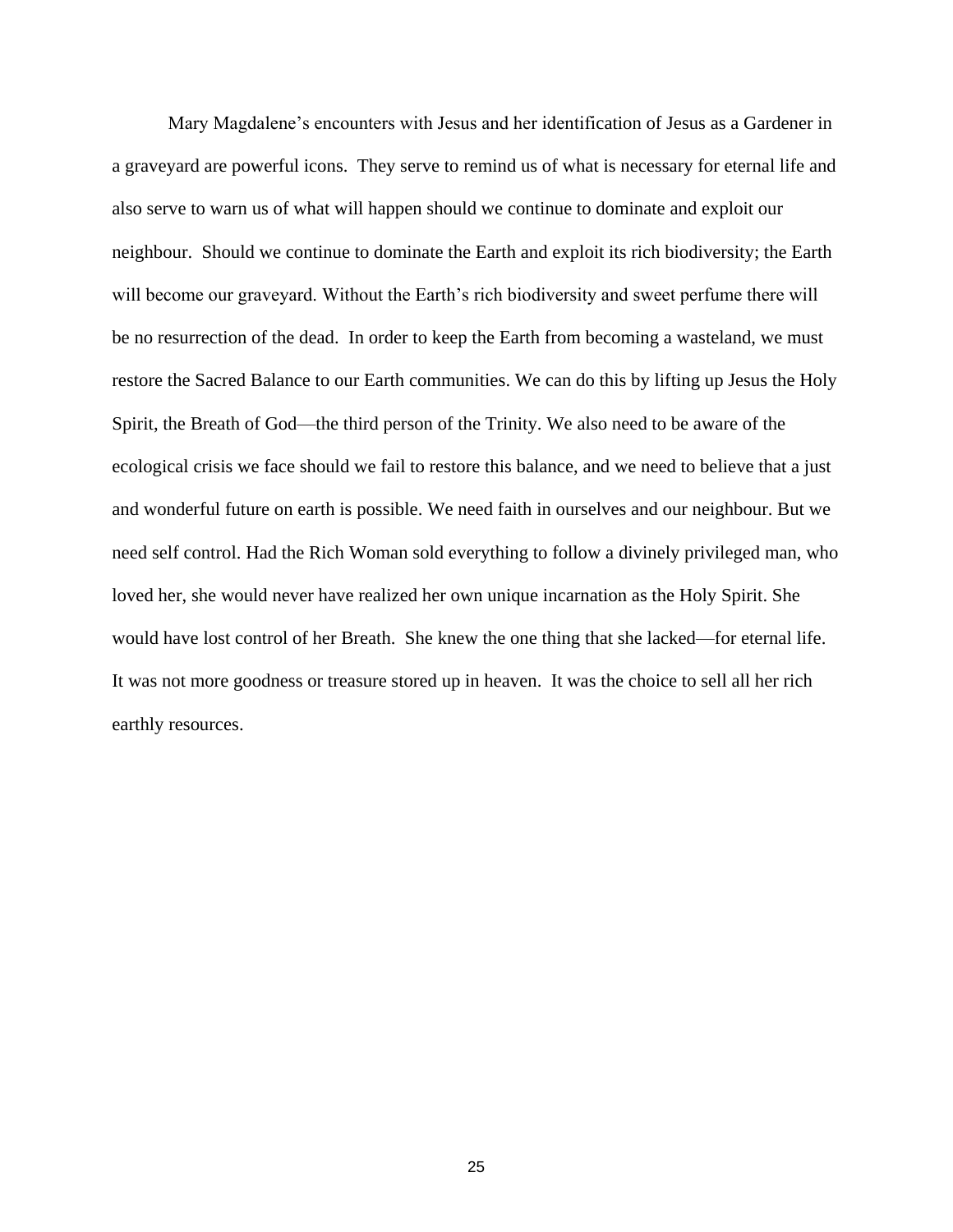Mary Magdalene’s encounters with Jesus and her identification of Jesus as a Gardener in a graveyard are powerful icons. They serve to remind us of what is necessary for eternal life and also serve to warn us of what will happen should we continue to dominate and exploit our neighbour. Should we continue to dominate the Earth and exploit its rich biodiversity; the Earth will become our graveyard. Without the Earth’s rich biodiversity and sweet perfume there will be no resurrection of the dead. In order to keep the Earth from becoming a wasteland, we must restore the Sacred Balance to our Earth communities. We can do this by lifting up Jesus the Holy Spirit, the Breath of God—the third person of the Trinity. We also need to be aware of the ecological crisis we face should we fail to restore this balance, and we need to believe that a just and wonderful future on earth is possible. We need faith in ourselves and our neighbour. But we need self control. Had the Rich Woman sold everything to follow a divinely privileged man, who loved her, she would never have realized her own unique incarnation as the Holy Spirit. She would have lost control of her Breath. She knew the one thing that she lacked—for eternal life. It was not more goodness or treasure stored up in heaven. It was the choice to sell all her rich earthly resources.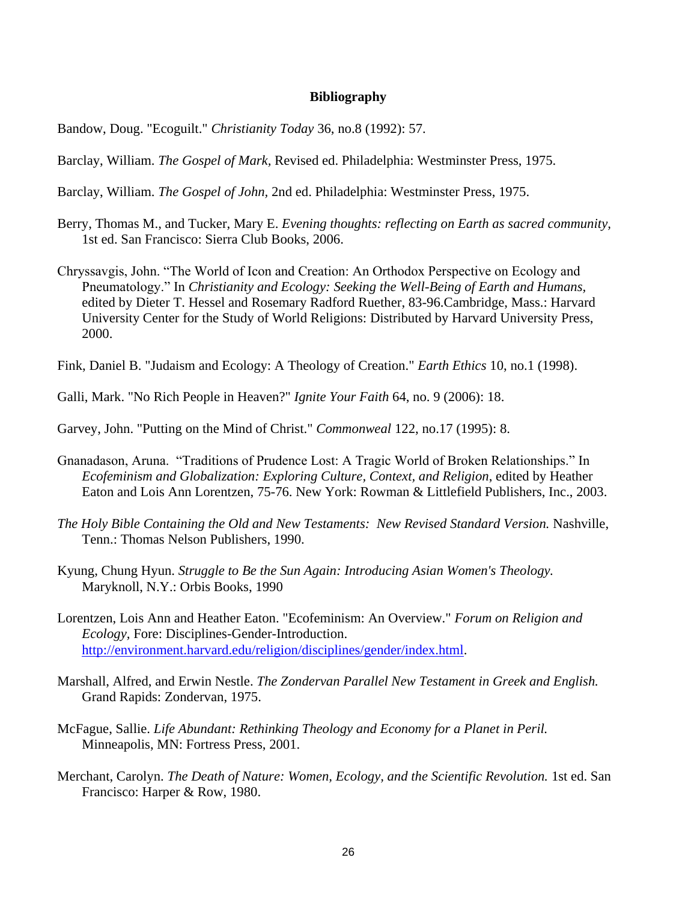## Bibliography

Bandow, Doug. "Ecoguilt." *Christianity Today* 36, no.8 (1992): 57.

Barclay, William. *The Gospel of Mark,* Revised ed. Philadelphia: Westminster Press, 1975.

Barclay, William. *The Gospel of John,* 2nd ed. Philadelphia: Westminster Press, 1975.

Berry, Thomas M., and Tucker, Mary E. *Evening thoughts: reflecting on Earth as sacred community,* 1st ed. San Francisco: Sierra Club Books, 2006.

Chryssavgis, John. "The World of Icon and Creation: An Orthodox Perspective on Ecology and Pneumatology." In *Christianity and Ecology: Seeking the Well-Being of Earth and Humans,* edited by Dieter T. Hessel and Rosemary Radford Ruether, 83-96.Cambridge, Mass.: Harvard University Center for the Study of World Religions: Distributed by Harvard University Press, 2000.

Fink, Daniel B. "Judaism and Ecology: A Theology of Creation." *Earth Ethics* 10, no.1 (1998).

Galli, Mark. "No Rich People in Heaven?" *Ignite Your Faith* 64, no. 9 (2006): 18.

Garvey, John. "Putting on the Mind of Christ." *Commonweal* 122, no.17 (1995): 8.

Gnanadason, Aruna. "Traditions of Prudence Lost: A Tragic World of Broken Relationships." In *Ecofeminism and Globalization: Exploring Culture, Context, and Religion,* edited by Heather Eaton and Lois Ann Lorentzen, 75-76. New York: Rowman & Littlefield Publishers, Inc., 2003.

*The Holy Bible Containing the Old and New Testaments: New Revised Standard Version.* Nashville, Tenn.: Thomas Nelson Publishers, 1990.

Kyung, Chung Hyun. *Struggle to Be the Sun Again: Introducing Asian Women's Theology.* Maryknoll, N.Y.: Orbis Books, 1990

Lorentzen, Lois Ann and Heather Eaton. "Ecofeminism: An Overview." *Forum on Religion and Ecology,* Fore: Disciplines-Gender-Introduction. http://environment.harvard.edu/religion/disciplines/gender/index.html.

Marshall, Alfred, and Erwin Nestle. *The Zondervan Parallel New Testament in Greek and English.* Grand Rapids: Zondervan, 1975.

McFague, Sallie. *Life Abundant: Rethinking Theology and Economy for a Planet in Peril.* Minneapolis, MN: Fortress Press, 2001.

Merchant, Carolyn. *The Death of Nature: Women, Ecology, and the Scientific Revolution.* 1st ed. San Francisco: Harper & Row, 1980.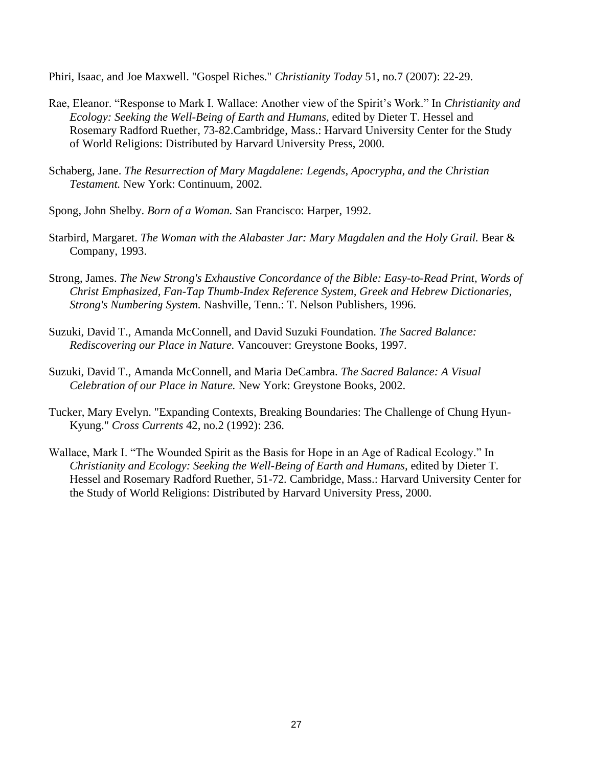Phiri, Isaac, and Joe Maxwell. "Gospel Riches." *Christianity Today* 51, no.7 (2007): 22-29.

Rae, Eleanor. "Response to Mark I. Wallace: Another view of the Spirit's Work." In *Christianity and Ecology: Seeking the Well-Being of Earth and Humans,* edited by Dieter T. Hessel and Rosemary Radford Ruether, 73-82.Cambridge, Mass.: Harvard University Center for the Study of World Religions: Distributed by Harvard University Press, 2000.

Schaberg, Jane. *The Resurrection of Mary Magdalene: Legends, Apocrypha, and the Christian Testament.* New York: Continuum, 2002.

Spong, John Shelby. *Born of a Woman.* San Francisco: Harper, 1992.

Starbird, Margaret. *The Woman with the Alabaster Jar: Mary Magdalen and the Holy Grail.* Bear & Company, 1993.

Strong, James. *The New Strong's Exhaustive Concordance of the Bible: Easy-to-Read Print, Words of Christ Emphasized, Fan-Tap Thumb-Index Reference System, Greek and Hebrew Dictionaries, Strong's Numbering System.* Nashville, Tenn.: T. Nelson Publishers, 1996.

Suzuki, David T., Amanda McConnell, and David Suzuki Foundation. *The Sacred Balance: Rediscovering our Place in Nature.* Vancouver: Greystone Books, 1997.

Suzuki, David T., Amanda McConnell, and Maria DeCambra. *The Sacred Balance: A Visual Celebration of our Place in Nature.* New York: Greystone Books, 2002.

Tucker, Mary Evelyn. "Expanding Contexts, Breaking Boundaries: The Challenge of Chung Hyun-Kyung." *Cross Currents* 42, no.2 (1992): 236.

Wallace, Mark I. "The Wounded Spirit as the Basis for Hope in an Age of Radical Ecology." In *Christianity and Ecology: Seeking the Well-Being of Earth and Humans,* edited by Dieter T. Hessel and Rosemary Radford Ruether, 51-72. Cambridge, Mass.: Harvard University Center for the Study of World Religions: Distributed by Harvard University Press, 2000.